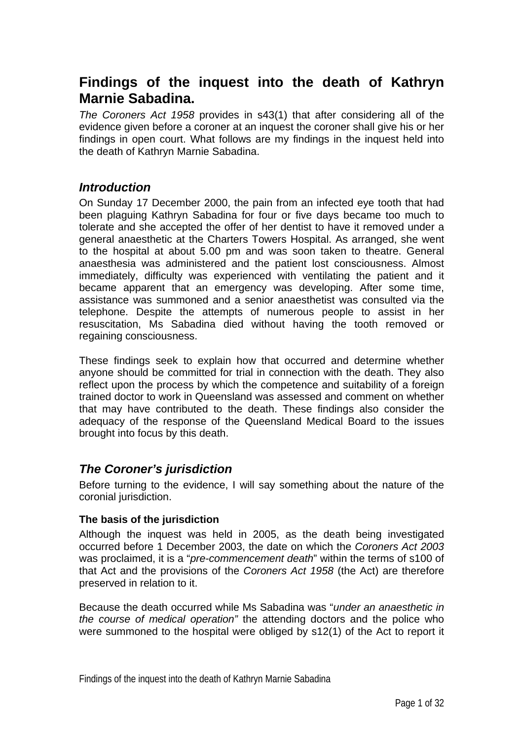# Findings of the inquest into the death of Kathryn Marnie Sabadina.

*The Coroners Act 1958* provides in s43(1) that after considering all of the evidence given before a coroner at an inquest the coroner shall give his or her findings in open court. What follows are my findings in the inquest held into the death of Kathryn Marnie Sabadina.

## *Introduction*

On Sunday 17 December 2000, the pain from an infected eye tooth that had been plaguing Kathryn Sabadina for four or five days became too much to tolerate and she accepted the offer of her dentist to have it removed under a general anaesthetic at the Charters Towers Hospital. As arranged, she went to the hospital at about 5.00 pm and was soon taken to theatre. General anaesthesia was administered and the patient lost consciousness. Almost immediately, difficulty was experienced with ventilating the patient and it became apparent that an emergency was developing. After some time, assistance was summoned and a senior anaesthetist was consulted via the telephone. Despite the attempts of numerous people to assist in her resuscitation, Ms Sabadina died without having the tooth removed or regaining consciousness.

These findings seek to explain how that occurred and determine whether anyone should be committed for trial in connection with the death. They also reflect upon the process by which the competence and suitability of a foreign trained doctor to work in Queensland was assessed and comment on whether that may have contributed to the death. These findings also consider the adequacy of the response of the Queensland Medical Board to the issues brought into focus by this death.

## *The Coroner's jurisdiction*

Before turning to the evidence, I will say something about the nature of the coronial jurisdiction.

### The basis of the jurisdiction

Although the inquest was held in 2005, as the death being investigated occurred before 1 December 2003, the date on which the *Coroners Act 2003* was proclaimed, it is a "*pre-commencement death*" within the terms of s100 of that Act and the provisions of the *Coroners Act 1958* (the Act) are therefore preserved in relation to it.

Because the death occurred while Ms Sabadina was "*under an anaesthetic in the course of medical operation"* the attending doctors and the police who were summoned to the hospital were obliged by s12(1) of the Act to report it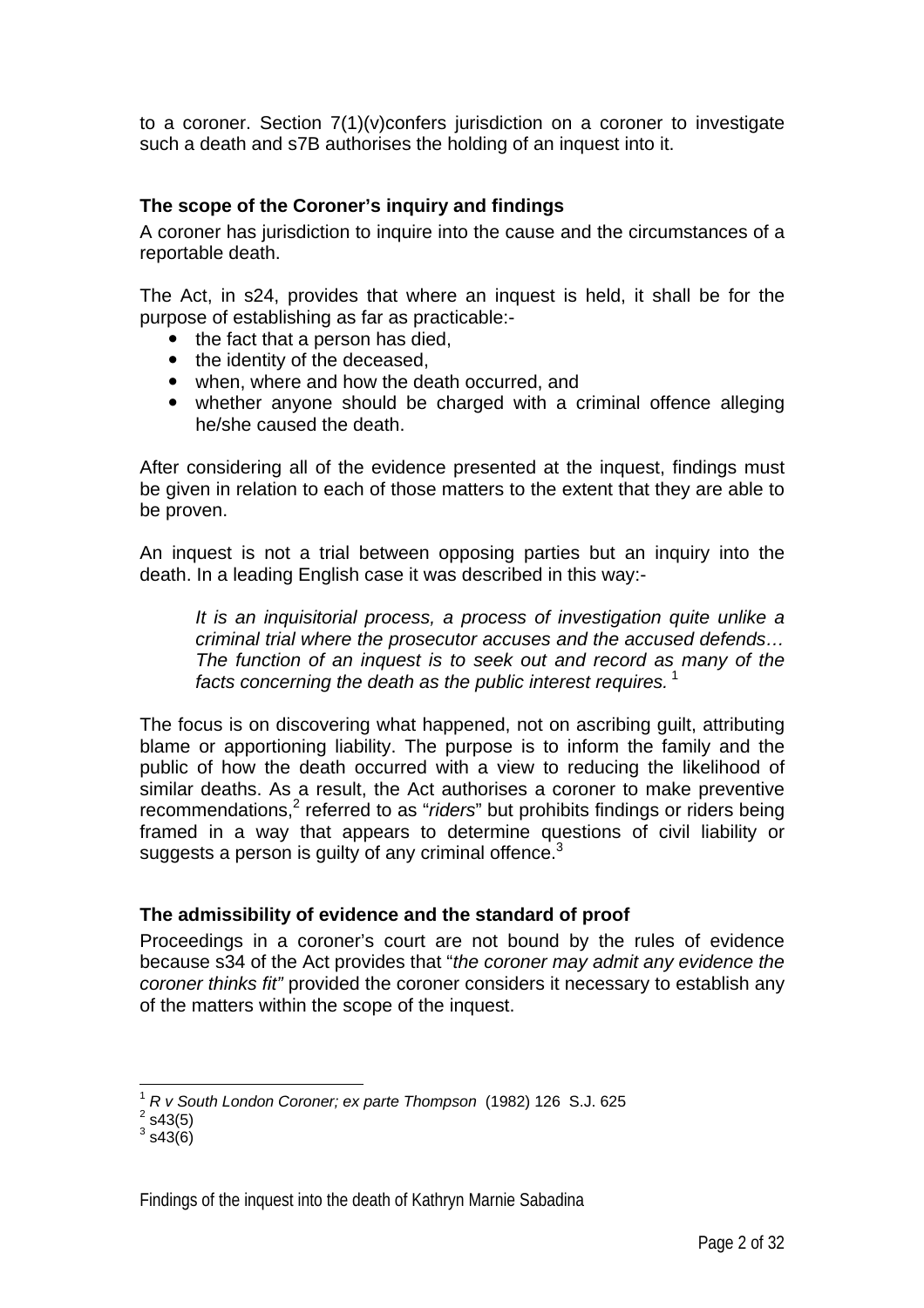to a coroner. Section 7(1)(v)confers jurisdiction on a coroner to investigate such a death and s7B authorises the holding of an inquest into it.

**The scope of the Coroner's inquiry and findings**

A coroner has jurisdiction to inquire into the cause and the circumstances of a reportable death.

The Act, in s24, provides that where an inquest is held, it shall be for the purpose of establishing as far as practicable:-

- the fact that a person has died,
- the identity of the deceased,
- when, where and how the death occurred, and
- whether anyone should be charged with a criminal offence alleging he/she caused the death.

After considering all of the evidence presented at the inquest, findings must be given in relation to each of those matters to the extent that they are able to be proven.

An inquest is not a trial between opposing parties but an inquiry into the death. In a leading English case it was described in this way:-

> *It is an inquisitorial process, a process of investigation quite unlike a criminal trial where the prosecutor accuses and the accused defends… The function of an inquest is to seek out and record as many of the facts concerning the death as the public interest requires.* [1]

The focus is on discovering what happened, not on ascribing guilt, attributing blame or apportioning liability. The purpose is to inform the family and the public of how the death occurred with a view to reducing the likelihood of similar deaths. As a result, the Act authorises a coroner to make preventive recommendations,[2] referred to as "*riders*" but prohibits findings or riders being framed in a way that appears to determine questions of civil liability or suggests a person is guilty of any criminal offence.[3]

**The admissibility of evidence and the standard of proof**

Proceedings in a coroner's court are not bound by the rules of evidence because s34 of the Act provides that "*the coroner may admit any evidence the coroner thinks fit"* provided the coroner considers it necessary to establish any of the matters within the scope of the inquest.

---

[1] *R v South London Coroner; ex parte Thompson* (1982) 126 S.J. 625

[2] s43(5)

[3] s43(6)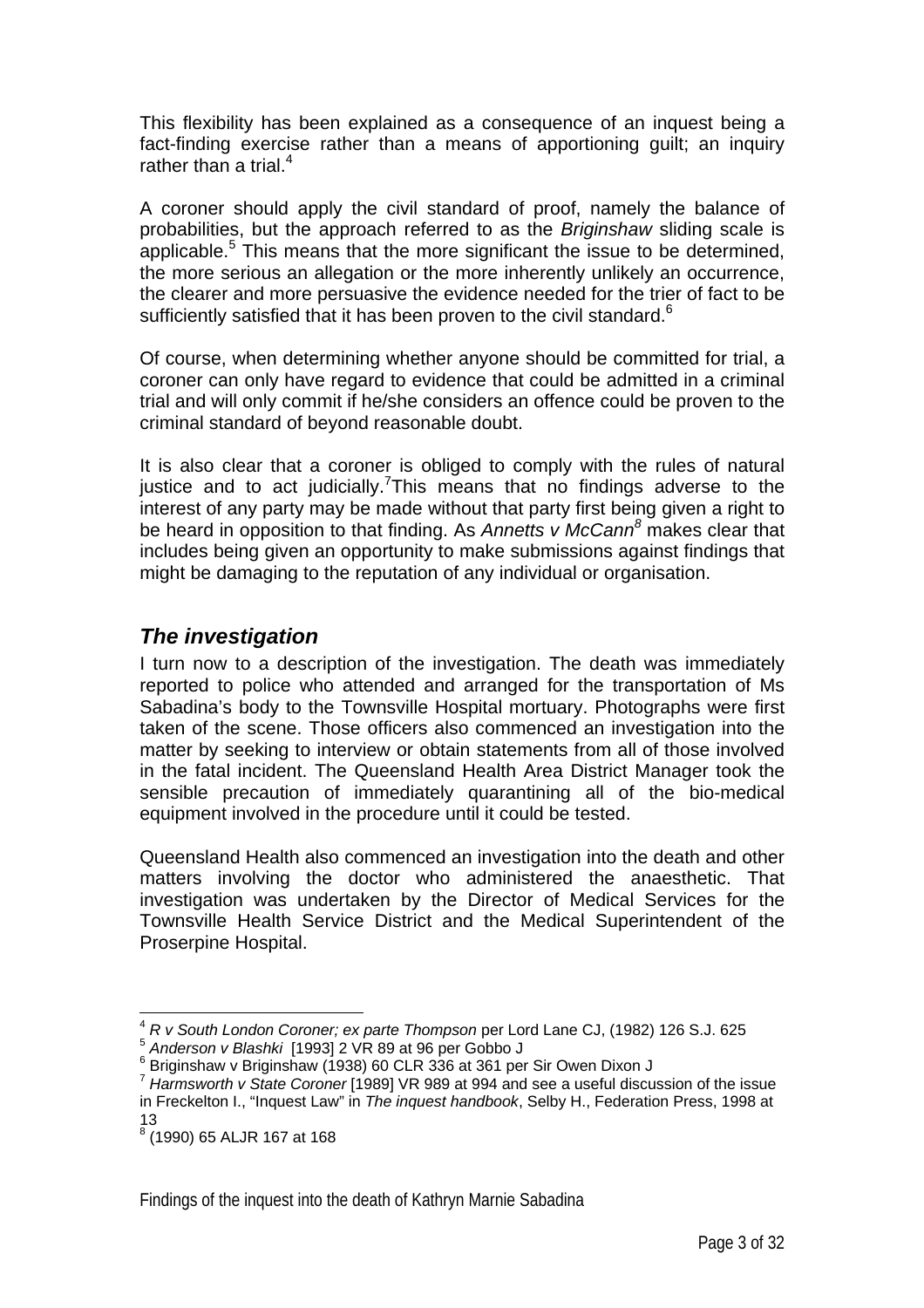This flexibility has been explained as a consequence of an inquest being a fact-finding exercise rather than a means of apportioning guilt; an inquiry rather than a trial.[4]

A coroner should apply the civil standard of proof, namely the balance of probabilities, but the approach referred to as the *Briginshaw* sliding scale is applicable.[5] This means that the more significant the issue to be determined, the more serious an allegation or the more inherently unlikely an occurrence, the clearer and more persuasive the evidence needed for the trier of fact to be sufficiently satisfied that it has been proven to the civil standard.[6]

Of course, when determining whether anyone should be committed for trial, a coroner can only have regard to evidence that could be admitted in a criminal trial and will only commit if he/she considers an offence could be proven to the criminal standard of beyond reasonable doubt.

It is also clear that a coroner is obliged to comply with the rules of natural justice and to act judicially.[7]This means that no findings adverse to the interest of any party may be made without that party first being given a right to be heard in opposition to that finding. As *Annetts v McCann*[8] makes clear that includes being given an opportunity to make submissions against findings that might be damaging to the reputation of any individual or organisation.

## *The investigation*

I turn now to a description of the investigation. The death was immediately reported to police who attended and arranged for the transportation of Ms Sabadina's body to the Townsville Hospital mortuary. Photographs were first taken of the scene. Those officers also commenced an investigation into the matter by seeking to interview or obtain statements from all of those involved in the fatal incident. The Queensland Health Area District Manager took the sensible precaution of immediately quarantining all of the bio-medical equipment involved in the procedure until it could be tested.

Queensland Health also commenced an investigation into the death and other matters involving the doctor who administered the anaesthetic. That investigation was undertaken by the Director of Medical Services for the Townsville Health Service District and the Medical Superintendent of the Proserpine Hospital.

---

[4] *R v South London Coroner; ex parte Thompson* per Lord Lane CJ, (1982) 126 S.J. 625
[5] *Anderson v Blashki* [1993] 2 VR 89 at 96 per Gobbo J
[6] Briginshaw v Briginshaw (1938) 60 CLR 336 at 361 per Sir Owen Dixon J
[7] *Harmsworth v State Coroner* [1989] VR 989 at 994 and see a useful discussion of the issue in Freckelton I., "Inquest Law" in *The inquest handbook*, Selby H., Federation Press, 1998 at 13
[8] (1990) 65 ALJR 167 at 168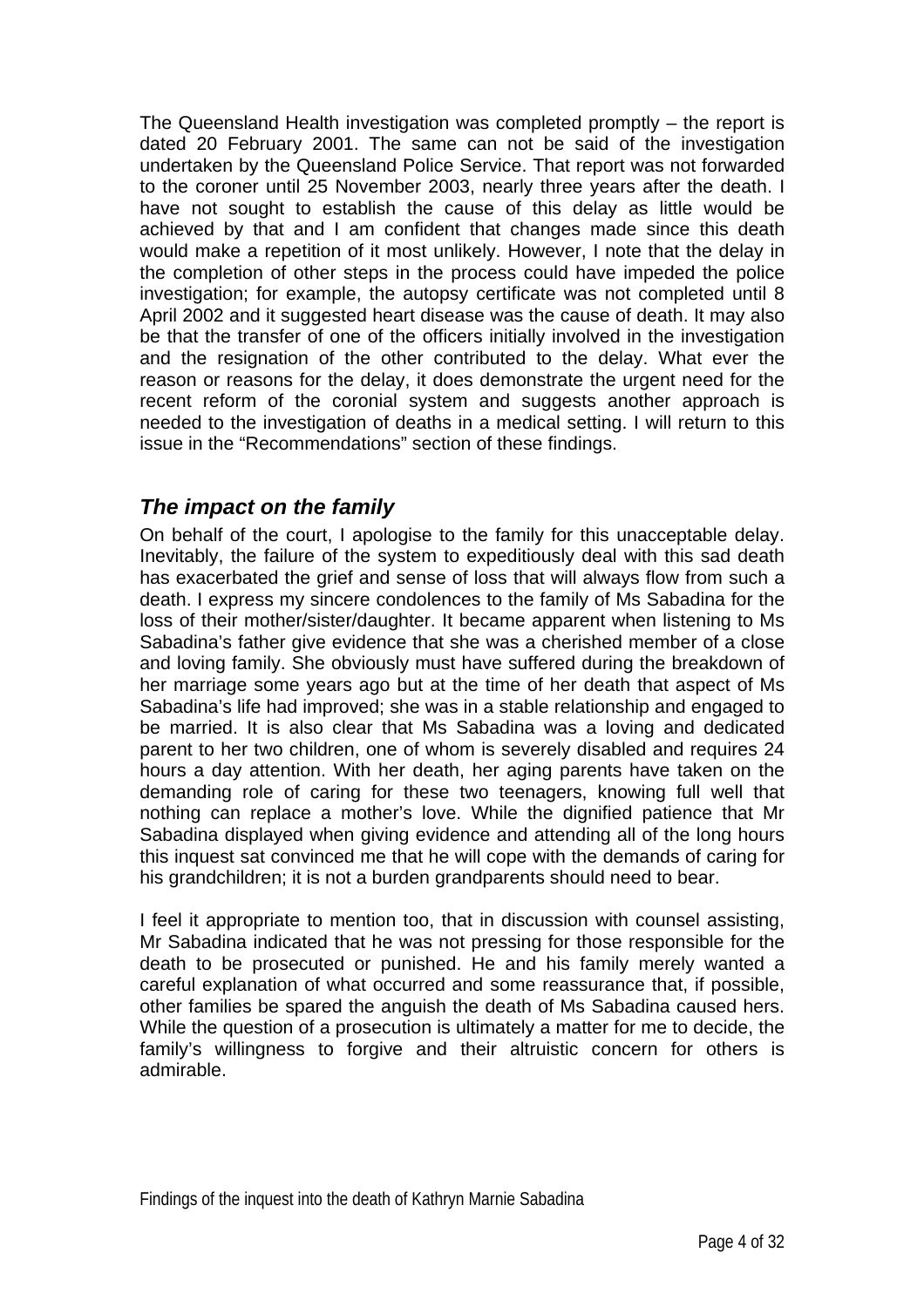The Queensland Health investigation was completed promptly – the report is dated 20 February 2001. The same can not be said of the investigation undertaken by the Queensland Police Service. That report was not forwarded to the coroner until 25 November 2003, nearly three years after the death. I have not sought to establish the cause of this delay as little would be achieved by that and I am confident that changes made since this death would make a repetition of it most unlikely. However, I note that the delay in the completion of other steps in the process could have impeded the police investigation; for example, the autopsy certificate was not completed until 8 April 2002 and it suggested heart disease was the cause of death. It may also be that the transfer of one of the officers initially involved in the investigation and the resignation of the other contributed to the delay. What ever the reason or reasons for the delay, it does demonstrate the urgent need for the recent reform of the coronial system and suggests another approach is needed to the investigation of deaths in a medical setting. I will return to this issue in the "Recommendations" section of these findings.

## *The impact on the family*

On behalf of the court, I apologise to the family for this unacceptable delay. Inevitably, the failure of the system to expeditiously deal with this sad death has exacerbated the grief and sense of loss that will always flow from such a death. I express my sincere condolences to the family of Ms Sabadina for the loss of their mother/sister/daughter. It became apparent when listening to Ms Sabadina's father give evidence that she was a cherished member of a close and loving family. She obviously must have suffered during the breakdown of her marriage some years ago but at the time of her death that aspect of Ms Sabadina's life had improved; she was in a stable relationship and engaged to be married. It is also clear that Ms Sabadina was a loving and dedicated parent to her two children, one of whom is severely disabled and requires 24 hours a day attention. With her death, her aging parents have taken on the demanding role of caring for these two teenagers, knowing full well that nothing can replace a mother's love. While the dignified patience that Mr Sabadina displayed when giving evidence and attending all of the long hours this inquest sat convinced me that he will cope with the demands of caring for his grandchildren; it is not a burden grandparents should need to bear.

I feel it appropriate to mention too, that in discussion with counsel assisting, Mr Sabadina indicated that he was not pressing for those responsible for the death to be prosecuted or punished. He and his family merely wanted a careful explanation of what occurred and some reassurance that, if possible, other families be spared the anguish the death of Ms Sabadina caused hers. While the question of a prosecution is ultimately a matter for me to decide, the family's willingness to forgive and their altruistic concern for others is admirable.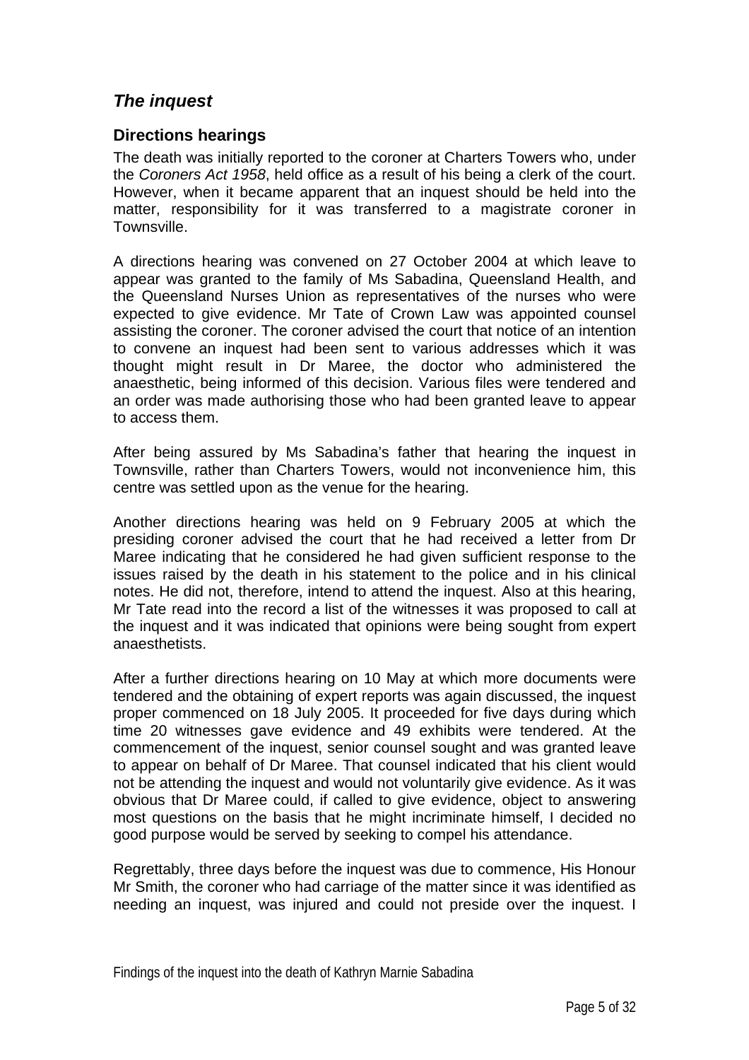## *The inquest*

### Directions hearings

The death was initially reported to the coroner at Charters Towers who, under the *Coroners Act 1958*, held office as a result of his being a clerk of the court. However, when it became apparent that an inquest should be held into the matter, responsibility for it was transferred to a magistrate coroner in Townsville.

A directions hearing was convened on 27 October 2004 at which leave to appear was granted to the family of Ms Sabadina, Queensland Health, and the Queensland Nurses Union as representatives of the nurses who were expected to give evidence. Mr Tate of Crown Law was appointed counsel assisting the coroner. The coroner advised the court that notice of an intention to convene an inquest had been sent to various addresses which it was thought might result in Dr Maree, the doctor who administered the anaesthetic, being informed of this decision. Various files were tendered and an order was made authorising those who had been granted leave to appear to access them.

After being assured by Ms Sabadina's father that hearing the inquest in Townsville, rather than Charters Towers, would not inconvenience him, this centre was settled upon as the venue for the hearing.

Another directions hearing was held on 9 February 2005 at which the presiding coroner advised the court that he had received a letter from Dr Maree indicating that he considered he had given sufficient response to the issues raised by the death in his statement to the police and in his clinical notes. He did not, therefore, intend to attend the inquest. Also at this hearing, Mr Tate read into the record a list of the witnesses it was proposed to call at the inquest and it was indicated that opinions were being sought from expert anaesthetists.

After a further directions hearing on 10 May at which more documents were tendered and the obtaining of expert reports was again discussed, the inquest proper commenced on 18 July 2005. It proceeded for five days during which time 20 witnesses gave evidence and 49 exhibits were tendered. At the commencement of the inquest, senior counsel sought and was granted leave to appear on behalf of Dr Maree. That counsel indicated that his client would not be attending the inquest and would not voluntarily give evidence. As it was obvious that Dr Maree could, if called to give evidence, object to answering most questions on the basis that he might incriminate himself, I decided no good purpose would be served by seeking to compel his attendance.

Regrettably, three days before the inquest was due to commence, His Honour Mr Smith, the coroner who had carriage of the matter since it was identified as needing an inquest, was injured and could not preside over the inquest. I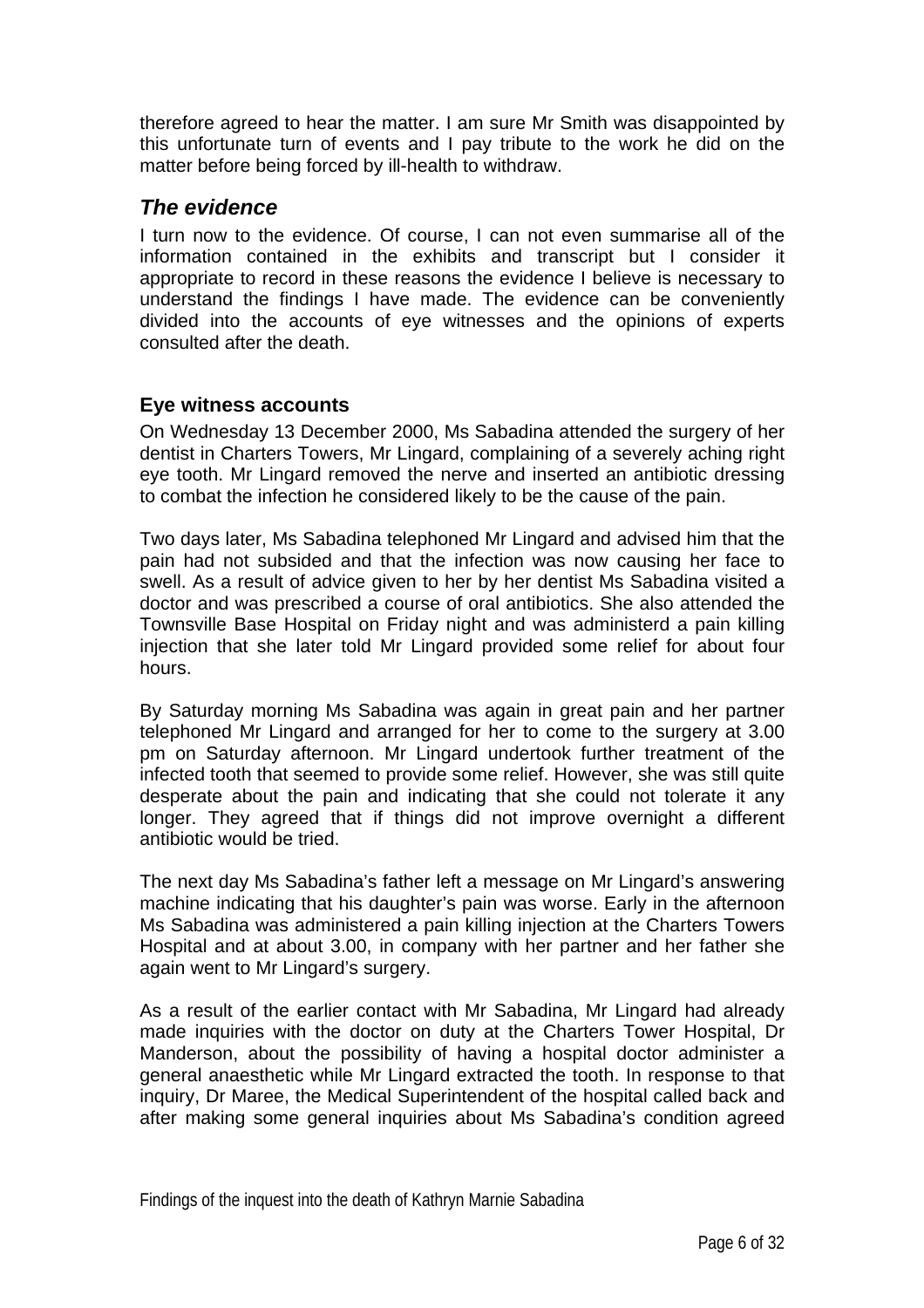therefore agreed to hear the matter. I am sure Mr Smith was disappointed by this unfortunate turn of events and I pay tribute to the work he did on the matter before being forced by ill-health to withdraw.

## *The evidence*

I turn now to the evidence. Of course, I can not even summarise all of the information contained in the exhibits and transcript but I consider it appropriate to record in these reasons the evidence I believe is necessary to understand the findings I have made. The evidence can be conveniently divided into the accounts of eye witnesses and the opinions of experts consulted after the death.

### Eye witness accounts

On Wednesday 13 December 2000, Ms Sabadina attended the surgery of her dentist in Charters Towers, Mr Lingard, complaining of a severely aching right eye tooth. Mr Lingard removed the nerve and inserted an antibiotic dressing to combat the infection he considered likely to be the cause of the pain.

Two days later, Ms Sabadina telephoned Mr Lingard and advised him that the pain had not subsided and that the infection was now causing her face to swell. As a result of advice given to her by her dentist Ms Sabadina visited a doctor and was prescribed a course of oral antibiotics. She also attended the Townsville Base Hospital on Friday night and was administerd a pain killing injection that she later told Mr Lingard provided some relief for about four hours.

By Saturday morning Ms Sabadina was again in great pain and her partner telephoned Mr Lingard and arranged for her to come to the surgery at 3.00 pm on Saturday afternoon. Mr Lingard undertook further treatment of the infected tooth that seemed to provide some relief. However, she was still quite desperate about the pain and indicating that she could not tolerate it any longer. They agreed that if things did not improve overnight a different antibiotic would be tried.

The next day Ms Sabadina's father left a message on Mr Lingard's answering machine indicating that his daughter's pain was worse. Early in the afternoon Ms Sabadina was administered a pain killing injection at the Charters Towers Hospital and at about 3.00, in company with her partner and her father she again went to Mr Lingard's surgery.

As a result of the earlier contact with Mr Sabadina, Mr Lingard had already made inquiries with the doctor on duty at the Charters Tower Hospital, Dr Manderson, about the possibility of having a hospital doctor administer a general anaesthetic while Mr Lingard extracted the tooth. In response to that inquiry, Dr Maree, the Medical Superintendent of the hospital called back and after making some general inquiries about Ms Sabadina's condition agreed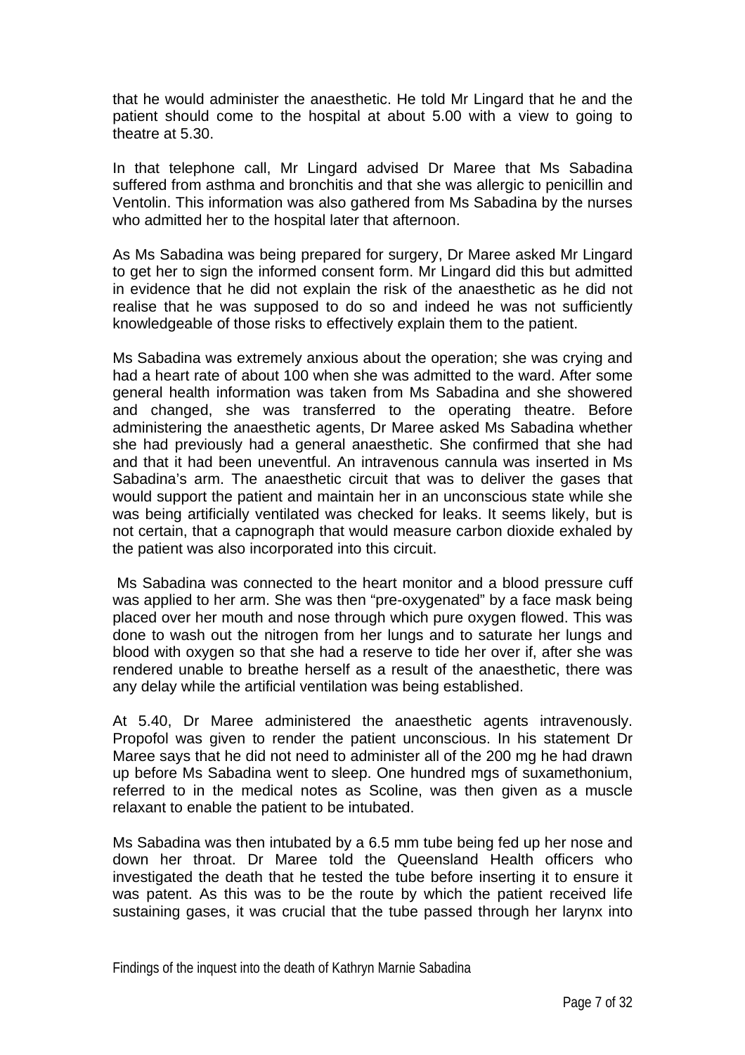that he would administer the anaesthetic. He told Mr Lingard that he and the patient should come to the hospital at about 5.00 with a view to going to theatre at 5.30.

In that telephone call, Mr Lingard advised Dr Maree that Ms Sabadina suffered from asthma and bronchitis and that she was allergic to penicillin and Ventolin. This information was also gathered from Ms Sabadina by the nurses who admitted her to the hospital later that afternoon.

As Ms Sabadina was being prepared for surgery, Dr Maree asked Mr Lingard to get her to sign the informed consent form. Mr Lingard did this but admitted in evidence that he did not explain the risk of the anaesthetic as he did not realise that he was supposed to do so and indeed he was not sufficiently knowledgeable of those risks to effectively explain them to the patient.

Ms Sabadina was extremely anxious about the operation; she was crying and had a heart rate of about 100 when she was admitted to the ward. After some general health information was taken from Ms Sabadina and she showered and changed, she was transferred to the operating theatre. Before administering the anaesthetic agents, Dr Maree asked Ms Sabadina whether she had previously had a general anaesthetic. She confirmed that she had and that it had been uneventful. An intravenous cannula was inserted in Ms Sabadina's arm. The anaesthetic circuit that was to deliver the gases that would support the patient and maintain her in an unconscious state while she was being artificially ventilated was checked for leaks. It seems likely, but is not certain, that a capnograph that would measure carbon dioxide exhaled by the patient was also incorporated into this circuit.

Ms Sabadina was connected to the heart monitor and a blood pressure cuff was applied to her arm. She was then "pre-oxygenated" by a face mask being placed over her mouth and nose through which pure oxygen flowed. This was done to wash out the nitrogen from her lungs and to saturate her lungs and blood with oxygen so that she had a reserve to tide her over if, after she was rendered unable to breathe herself as a result of the anaesthetic, there was any delay while the artificial ventilation was being established.

At 5.40, Dr Maree administered the anaesthetic agents intravenously. Propofol was given to render the patient unconscious. In his statement Dr Maree says that he did not need to administer all of the 200 mg he had drawn up before Ms Sabadina went to sleep. One hundred mgs of suxamethonium, referred to in the medical notes as Scoline, was then given as a muscle relaxant to enable the patient to be intubated.

Ms Sabadina was then intubated by a 6.5 mm tube being fed up her nose and down her throat. Dr Maree told the Queensland Health officers who investigated the death that he tested the tube before inserting it to ensure it was patent. As this was to be the route by which the patient received life sustaining gases, it was crucial that the tube passed through her larynx into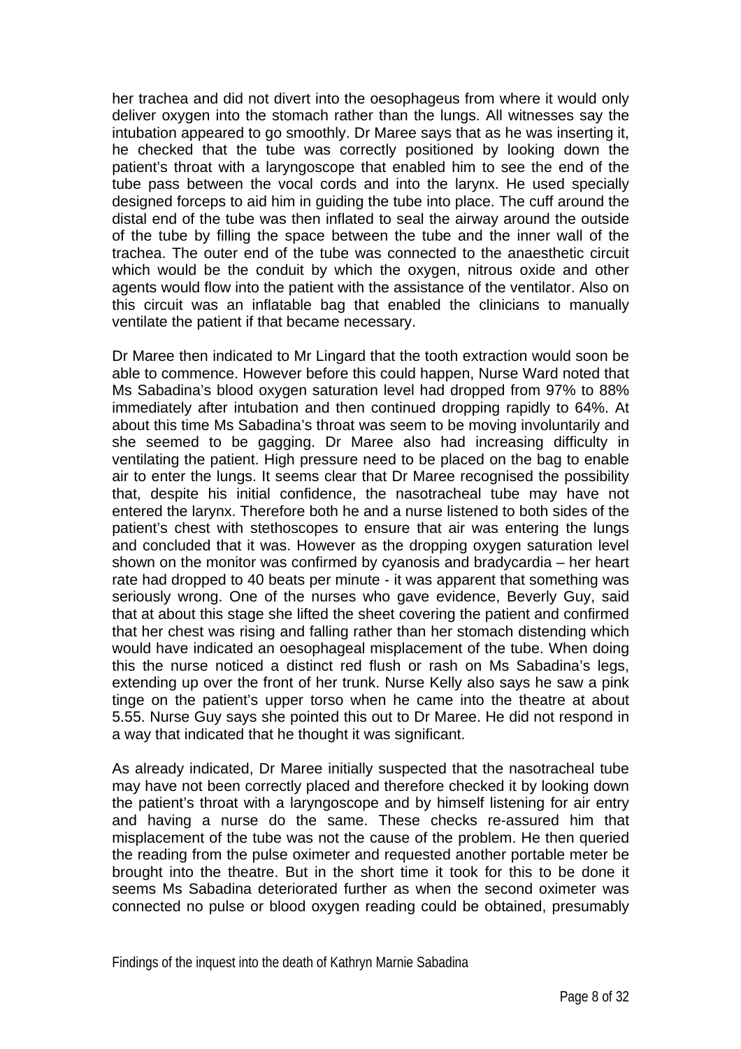her trachea and did not divert into the oesophageus from where it would only deliver oxygen into the stomach rather than the lungs. All witnesses say the intubation appeared to go smoothly. Dr Maree says that as he was inserting it, he checked that the tube was correctly positioned by looking down the patient's throat with a laryngoscope that enabled him to see the end of the tube pass between the vocal cords and into the larynx. He used specially designed forceps to aid him in guiding the tube into place. The cuff around the distal end of the tube was then inflated to seal the airway around the outside of the tube by filling the space between the tube and the inner wall of the trachea. The outer end of the tube was connected to the anaesthetic circuit which would be the conduit by which the oxygen, nitrous oxide and other agents would flow into the patient with the assistance of the ventilator. Also on this circuit was an inflatable bag that enabled the clinicians to manually ventilate the patient if that became necessary.

Dr Maree then indicated to Mr Lingard that the tooth extraction would soon be able to commence. However before this could happen, Nurse Ward noted that Ms Sabadina's blood oxygen saturation level had dropped from 97% to 88% immediately after intubation and then continued dropping rapidly to 64%. At about this time Ms Sabadina's throat was seem to be moving involuntarily and she seemed to be gagging. Dr Maree also had increasing difficulty in ventilating the patient. High pressure need to be placed on the bag to enable air to enter the lungs. It seems clear that Dr Maree recognised the possibility that, despite his initial confidence, the nasotracheal tube may have not entered the larynx. Therefore both he and a nurse listened to both sides of the patient's chest with stethoscopes to ensure that air was entering the lungs and concluded that it was. However as the dropping oxygen saturation level shown on the monitor was confirmed by cyanosis and bradycardia – her heart rate had dropped to 40 beats per minute - it was apparent that something was seriously wrong. One of the nurses who gave evidence, Beverly Guy, said that at about this stage she lifted the sheet covering the patient and confirmed that her chest was rising and falling rather than her stomach distending which would have indicated an oesophageal misplacement of the tube. When doing this the nurse noticed a distinct red flush or rash on Ms Sabadina's legs, extending up over the front of her trunk. Nurse Kelly also says he saw a pink tinge on the patient's upper torso when he came into the theatre at about 5.55. Nurse Guy says she pointed this out to Dr Maree. He did not respond in a way that indicated that he thought it was significant.

As already indicated, Dr Maree initially suspected that the nasotracheal tube may have not been correctly placed and therefore checked it by looking down the patient's throat with a laryngoscope and by himself listening for air entry and having a nurse do the same. These checks re-assured him that misplacement of the tube was not the cause of the problem. He then queried the reading from the pulse oximeter and requested another portable meter be brought into the theatre. But in the short time it took for this to be done it seems Ms Sabadina deteriorated further as when the second oximeter was connected no pulse or blood oxygen reading could be obtained, presumably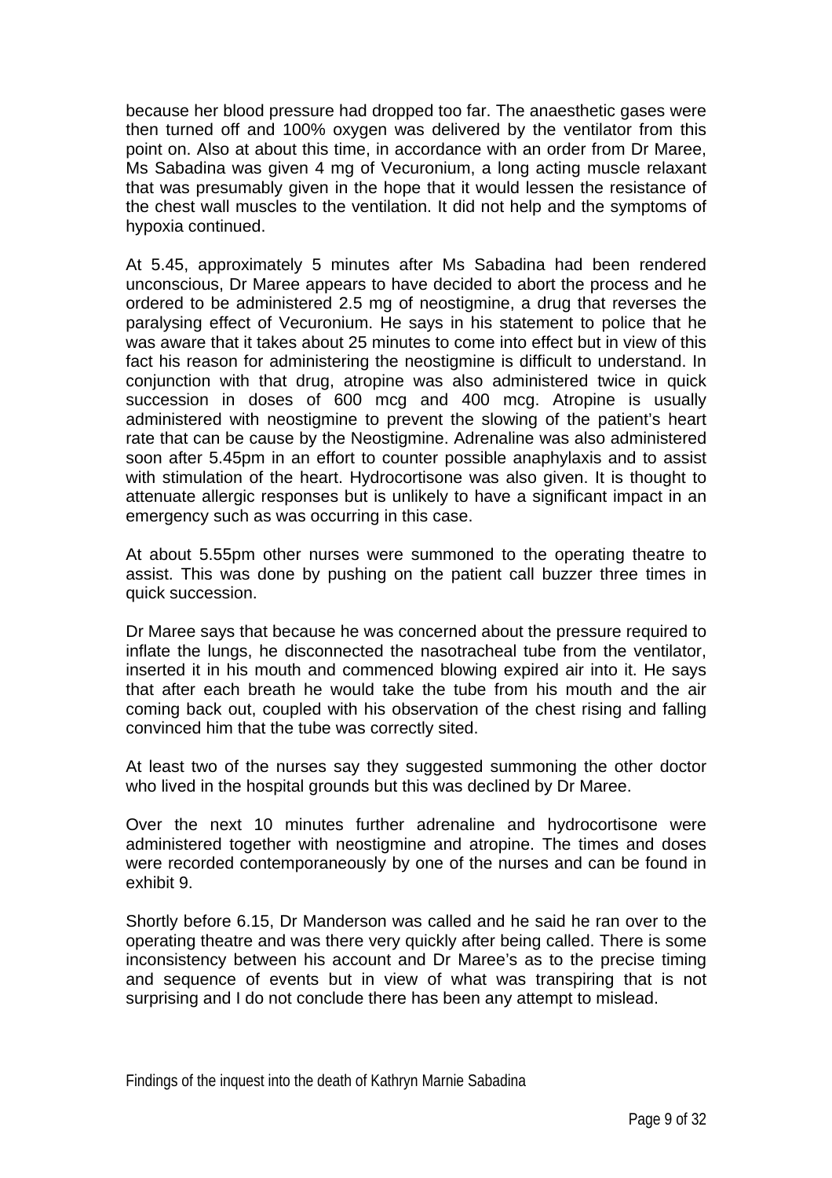because her blood pressure had dropped too far. The anaesthetic gases were then turned off and 100% oxygen was delivered by the ventilator from this point on. Also at about this time, in accordance with an order from Dr Maree, Ms Sabadina was given 4 mg of Vecuronium, a long acting muscle relaxant that was presumably given in the hope that it would lessen the resistance of the chest wall muscles to the ventilation. It did not help and the symptoms of hypoxia continued.

At 5.45, approximately 5 minutes after Ms Sabadina had been rendered unconscious, Dr Maree appears to have decided to abort the process and he ordered to be administered 2.5 mg of neostigmine, a drug that reverses the paralysing effect of Vecuronium. He says in his statement to police that he was aware that it takes about 25 minutes to come into effect but in view of this fact his reason for administering the neostigmine is difficult to understand. In conjunction with that drug, atropine was also administered twice in quick succession in doses of 600 mcg and 400 mcg. Atropine is usually administered with neostigmine to prevent the slowing of the patient's heart rate that can be cause by the Neostigmine. Adrenaline was also administered soon after 5.45pm in an effort to counter possible anaphylaxis and to assist with stimulation of the heart. Hydrocortisone was also given. It is thought to attenuate allergic responses but is unlikely to have a significant impact in an emergency such as was occurring in this case.

At about 5.55pm other nurses were summoned to the operating theatre to assist. This was done by pushing on the patient call buzzer three times in quick succession.

Dr Maree says that because he was concerned about the pressure required to inflate the lungs, he disconnected the nasotracheal tube from the ventilator, inserted it in his mouth and commenced blowing expired air into it. He says that after each breath he would take the tube from his mouth and the air coming back out, coupled with his observation of the chest rising and falling convinced him that the tube was correctly sited.

At least two of the nurses say they suggested summoning the other doctor who lived in the hospital grounds but this was declined by Dr Maree.

Over the next 10 minutes further adrenaline and hydrocortisone were administered together with neostigmine and atropine. The times and doses were recorded contemporaneously by one of the nurses and can be found in exhibit 9.

Shortly before 6.15, Dr Manderson was called and he said he ran over to the operating theatre and was there very quickly after being called. There is some inconsistency between his account and Dr Maree's as to the precise timing and sequence of events but in view of what was transpiring that is not surprising and I do not conclude there has been any attempt to mislead.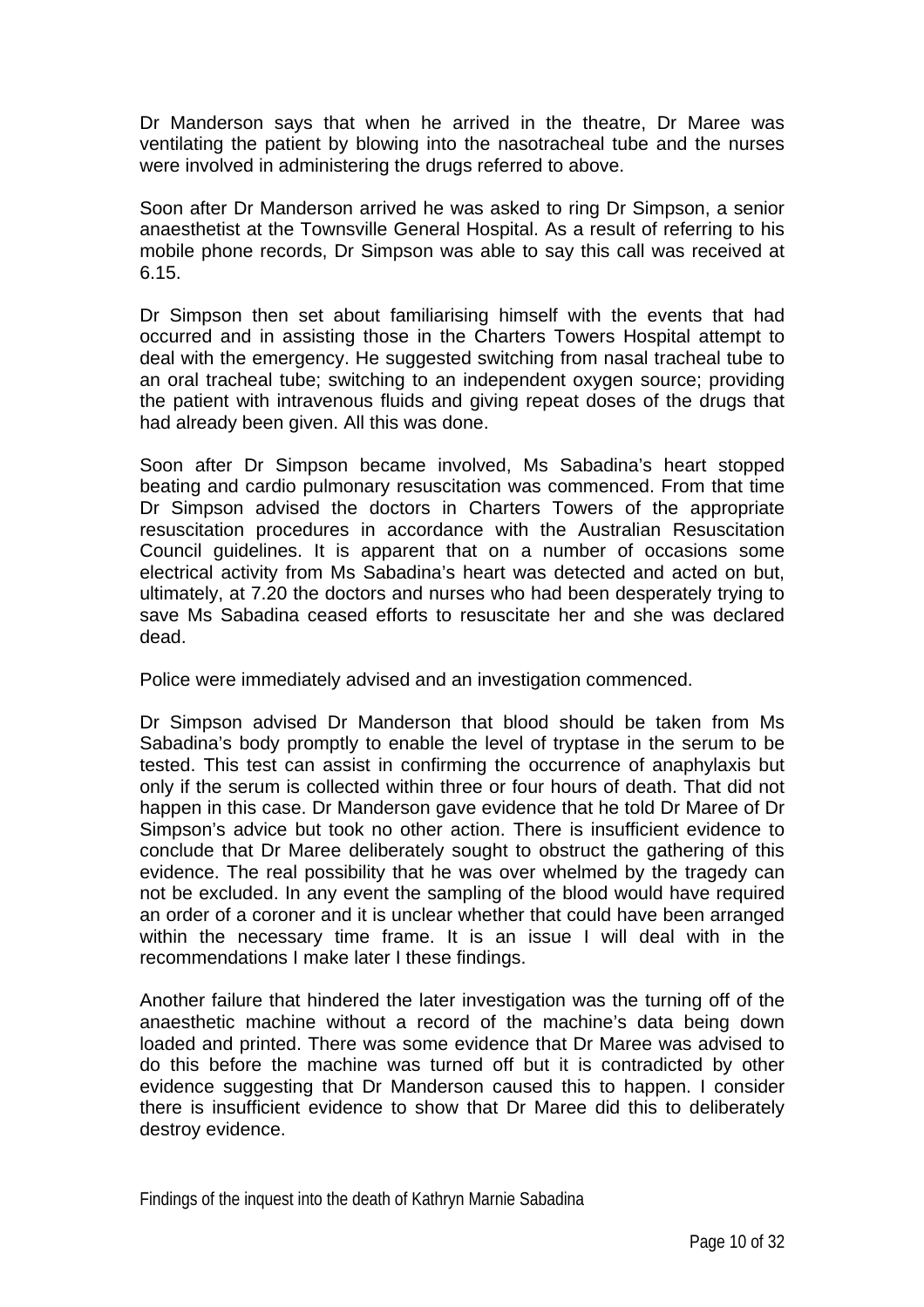Dr Manderson says that when he arrived in the theatre, Dr Maree was ventilating the patient by blowing into the nasotracheal tube and the nurses were involved in administering the drugs referred to above.

Soon after Dr Manderson arrived he was asked to ring Dr Simpson, a senior anaesthetist at the Townsville General Hospital. As a result of referring to his mobile phone records, Dr Simpson was able to say this call was received at 6.15.

Dr Simpson then set about familiarising himself with the events that had occurred and in assisting those in the Charters Towers Hospital attempt to deal with the emergency. He suggested switching from nasal tracheal tube to an oral tracheal tube; switching to an independent oxygen source; providing the patient with intravenous fluids and giving repeat doses of the drugs that had already been given. All this was done.

Soon after Dr Simpson became involved, Ms Sabadina's heart stopped beating and cardio pulmonary resuscitation was commenced. From that time Dr Simpson advised the doctors in Charters Towers of the appropriate resuscitation procedures in accordance with the Australian Resuscitation Council guidelines. It is apparent that on a number of occasions some electrical activity from Ms Sabadina's heart was detected and acted on but, ultimately, at 7.20 the doctors and nurses who had been desperately trying to save Ms Sabadina ceased efforts to resuscitate her and she was declared dead.

Police were immediately advised and an investigation commenced.

Dr Simpson advised Dr Manderson that blood should be taken from Ms Sabadina's body promptly to enable the level of tryptase in the serum to be tested. This test can assist in confirming the occurrence of anaphylaxis but only if the serum is collected within three or four hours of death. That did not happen in this case. Dr Manderson gave evidence that he told Dr Maree of Dr Simpson's advice but took no other action. There is insufficient evidence to conclude that Dr Maree deliberately sought to obstruct the gathering of this evidence. The real possibility that he was over whelmed by the tragedy can not be excluded. In any event the sampling of the blood would have required an order of a coroner and it is unclear whether that could have been arranged within the necessary time frame. It is an issue I will deal with in the recommendations I make later I these findings.

Another failure that hindered the later investigation was the turning off of the anaesthetic machine without a record of the machine's data being down loaded and printed. There was some evidence that Dr Maree was advised to do this before the machine was turned off but it is contradicted by other evidence suggesting that Dr Manderson caused this to happen. I consider there is insufficient evidence to show that Dr Maree did this to deliberately destroy evidence.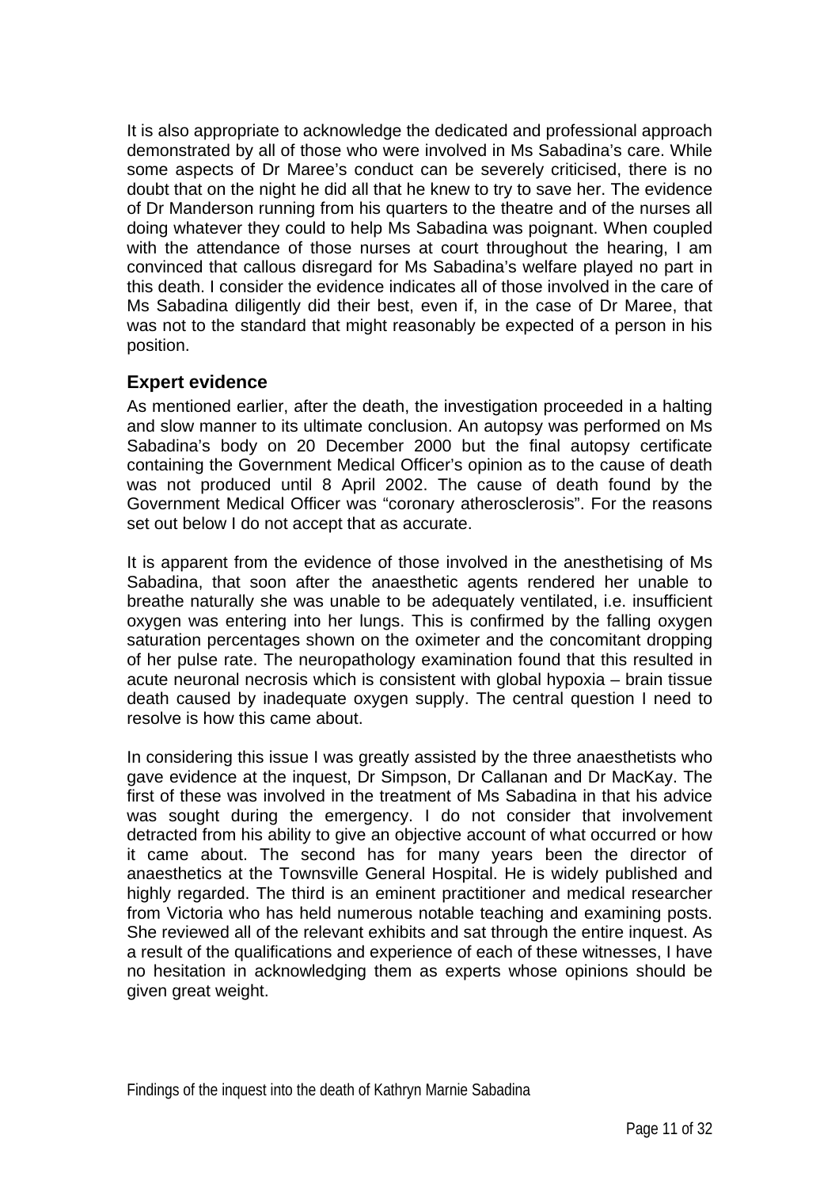It is also appropriate to acknowledge the dedicated and professional approach demonstrated by all of those who were involved in Ms Sabadina's care. While some aspects of Dr Maree's conduct can be severely criticised, there is no doubt that on the night he did all that he knew to try to save her. The evidence of Dr Manderson running from his quarters to the theatre and of the nurses all doing whatever they could to help Ms Sabadina was poignant. When coupled with the attendance of those nurses at court throughout the hearing, I am convinced that callous disregard for Ms Sabadina's welfare played no part in this death. I consider the evidence indicates all of those involved in the care of Ms Sabadina diligently did their best, even if, in the case of Dr Maree, that was not to the standard that might reasonably be expected of a person in his position.

## Expert evidence

As mentioned earlier, after the death, the investigation proceeded in a halting and slow manner to its ultimate conclusion. An autopsy was performed on Ms Sabadina's body on 20 December 2000 but the final autopsy certificate containing the Government Medical Officer's opinion as to the cause of death was not produced until 8 April 2002. The cause of death found by the Government Medical Officer was "coronary atherosclerosis". For the reasons set out below I do not accept that as accurate.

It is apparent from the evidence of those involved in the anesthetising of Ms Sabadina, that soon after the anaesthetic agents rendered her unable to breathe naturally she was unable to be adequately ventilated, i.e. insufficient oxygen was entering into her lungs. This is confirmed by the falling oxygen saturation percentages shown on the oximeter and the concomitant dropping of her pulse rate. The neuropathology examination found that this resulted in acute neuronal necrosis which is consistent with global hypoxia – brain tissue death caused by inadequate oxygen supply. The central question I need to resolve is how this came about.

In considering this issue I was greatly assisted by the three anaesthetists who gave evidence at the inquest, Dr Simpson, Dr Callanan and Dr MacKay. The first of these was involved in the treatment of Ms Sabadina in that his advice was sought during the emergency. I do not consider that involvement detracted from his ability to give an objective account of what occurred or how it came about. The second has for many years been the director of anaesthetics at the Townsville General Hospital. He is widely published and highly regarded. The third is an eminent practitioner and medical researcher from Victoria who has held numerous notable teaching and examining posts. She reviewed all of the relevant exhibits and sat through the entire inquest. As a result of the qualifications and experience of each of these witnesses, I have no hesitation in acknowledging them as experts whose opinions should be given great weight.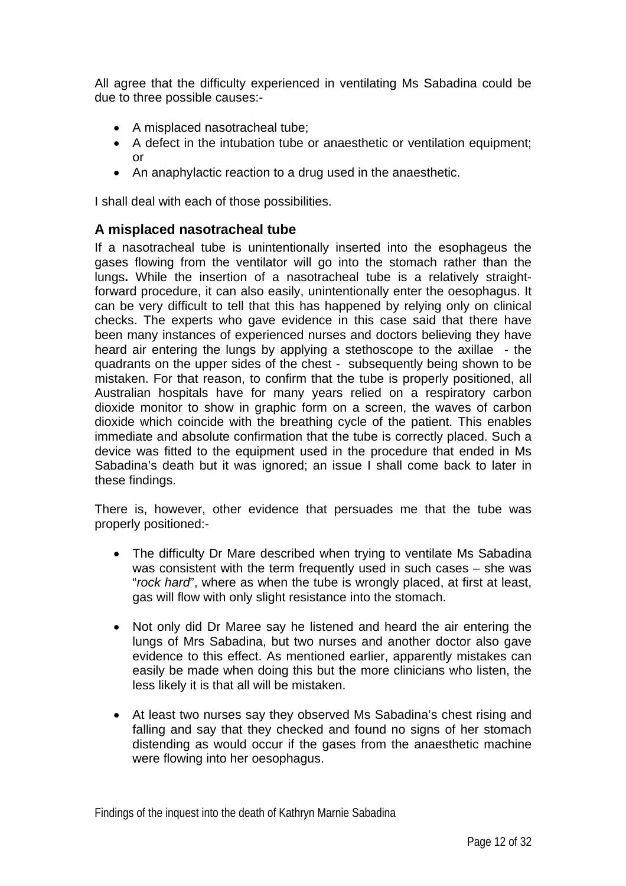All agree that the difficulty experienced in ventilating Ms Sabadina could be due to three possible causes:-

- A misplaced nasotracheal tube;
- A defect in the intubation tube or anaesthetic or ventilation equipment; or
- An anaphylactic reaction to a drug used in the anaesthetic.

I shall deal with each of those possibilities.

### A misplaced nasotracheal tube

If a nasotracheal tube is unintentionally inserted into the esophageus the gases flowing from the ventilator will go into the stomach rather than the lungs**.** While the insertion of a nasotracheal tube is a relatively straight-forward procedure, it can also easily, unintentionally enter the oesophagus. It can be very difficult to tell that this has happened by relying only on clinical checks. The experts who gave evidence in this case said that there have been many instances of experienced nurses and doctors believing they have heard air entering the lungs by applying a stethoscope to the axillae - the quadrants on the upper sides of the chest - subsequently being shown to be mistaken. For that reason, to confirm that the tube is properly positioned, all Australian hospitals have for many years relied on a respiratory carbon dioxide monitor to show in graphic form on a screen, the waves of carbon dioxide which coincide with the breathing cycle of the patient. This enables immediate and absolute confirmation that the tube is correctly placed. Such a device was fitted to the equipment used in the procedure that ended in Ms Sabadina's death but it was ignored; an issue I shall come back to later in these findings.

There is, however, other evidence that persuades me that the tube was properly positioned:-

- The difficulty Dr Mare described when trying to ventilate Ms Sabadina was consistent with the term frequently used in such cases – she was "*rock hard*", where as when the tube is wrongly placed, at first at least, gas will flow with only slight resistance into the stomach.

- Not only did Dr Maree say he listened and heard the air entering the lungs of Mrs Sabadina, but two nurses and another doctor also gave evidence to this effect. As mentioned earlier, apparently mistakes can easily be made when doing this but the more clinicians who listen, the less likely it is that all will be mistaken.

- At least two nurses say they observed Ms Sabadina's chest rising and falling and say that they checked and found no signs of her stomach distending as would occur if the gases from the anaesthetic machine were flowing into her oesophagus.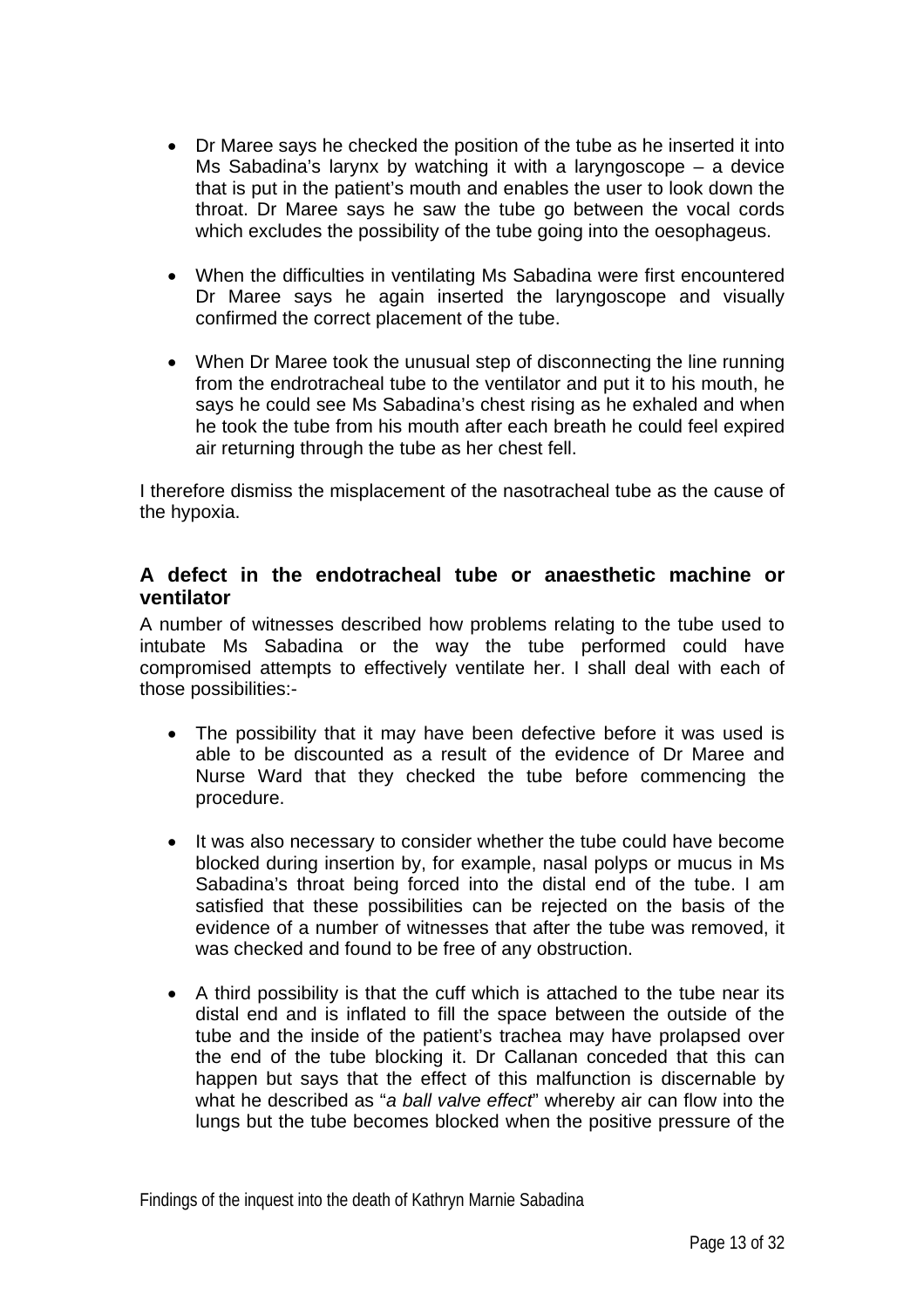- Dr Maree says he checked the position of the tube as he inserted it into Ms Sabadina's larynx by watching it with a laryngoscope – a device that is put in the patient's mouth and enables the user to look down the throat. Dr Maree says he saw the tube go between the vocal cords which excludes the possibility of the tube going into the oesophageus.

- When the difficulties in ventilating Ms Sabadina were first encountered Dr Maree says he again inserted the laryngoscope and visually confirmed the correct placement of the tube.

- When Dr Maree took the unusual step of disconnecting the line running from the endrotracheal tube to the ventilator and put it to his mouth, he says he could see Ms Sabadina's chest rising as he exhaled and when he took the tube from his mouth after each breath he could feel expired air returning through the tube as her chest fell.

I therefore dismiss the misplacement of the nasotracheal tube as the cause of the hypoxia.

### A defect in the endotracheal tube or anaesthetic machine or ventilator

A number of witnesses described how problems relating to the tube used to intubate Ms Sabadina or the way the tube performed could have compromised attempts to effectively ventilate her. I shall deal with each of those possibilities:-

- The possibility that it may have been defective before it was used is able to be discounted as a result of the evidence of Dr Maree and Nurse Ward that they checked the tube before commencing the procedure.

- It was also necessary to consider whether the tube could have become blocked during insertion by, for example, nasal polyps or mucus in Ms Sabadina's throat being forced into the distal end of the tube. I am satisfied that these possibilities can be rejected on the basis of the evidence of a number of witnesses that after the tube was removed, it was checked and found to be free of any obstruction.

- A third possibility is that the cuff which is attached to the tube near its distal end and is inflated to fill the space between the outside of the tube and the inside of the patient's trachea may have prolapsed over the end of the tube blocking it. Dr Callanan conceded that this can happen but says that the effect of this malfunction is discernable by what he described as "*a ball valve effect*" whereby air can flow into the lungs but the tube becomes blocked when the positive pressure of the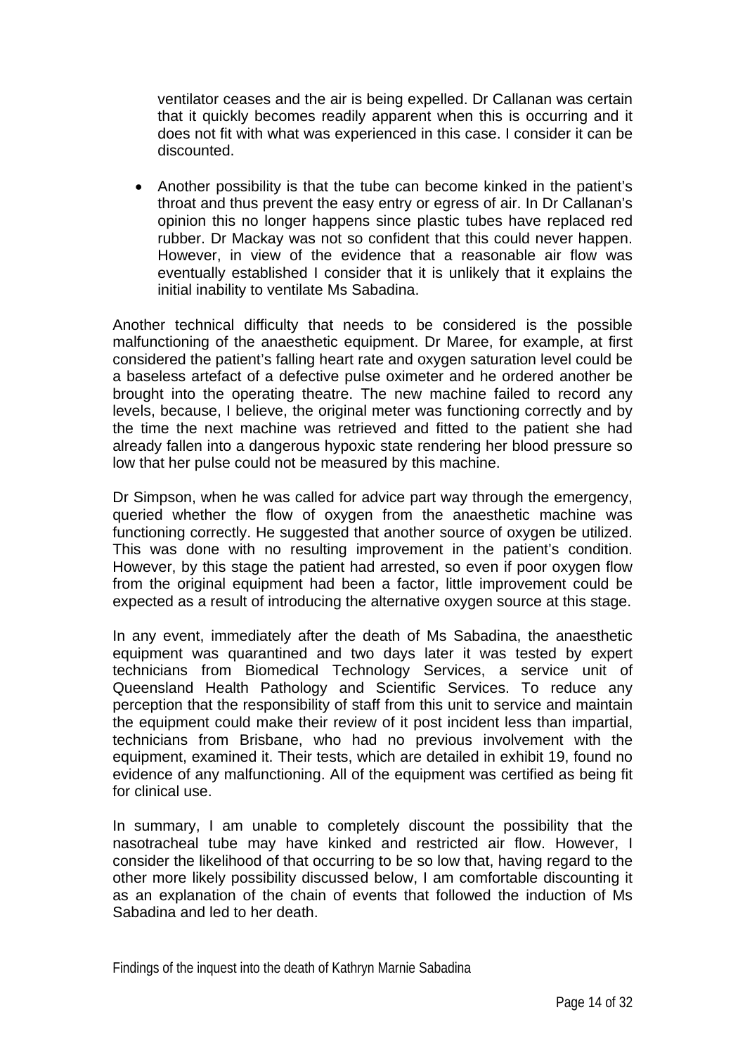ventilator ceases and the air is being expelled. Dr Callanan was certain that it quickly becomes readily apparent when this is occurring and it does not fit with what was experienced in this case. I consider it can be discounted.

- Another possibility is that the tube can become kinked in the patient's throat and thus prevent the easy entry or egress of air. In Dr Callanan's opinion this no longer happens since plastic tubes have replaced red rubber. Dr Mackay was not so confident that this could never happen. However, in view of the evidence that a reasonable air flow was eventually established I consider that it is unlikely that it explains the initial inability to ventilate Ms Sabadina.

Another technical difficulty that needs to be considered is the possible malfunctioning of the anaesthetic equipment. Dr Maree, for example, at first considered the patient's falling heart rate and oxygen saturation level could be a baseless artefact of a defective pulse oximeter and he ordered another be brought into the operating theatre. The new machine failed to record any levels, because, I believe, the original meter was functioning correctly and by the time the next machine was retrieved and fitted to the patient she had already fallen into a dangerous hypoxic state rendering her blood pressure so low that her pulse could not be measured by this machine.

Dr Simpson, when he was called for advice part way through the emergency, queried whether the flow of oxygen from the anaesthetic machine was functioning correctly. He suggested that another source of oxygen be utilized. This was done with no resulting improvement in the patient's condition. However, by this stage the patient had arrested, so even if poor oxygen flow from the original equipment had been a factor, little improvement could be expected as a result of introducing the alternative oxygen source at this stage.

In any event, immediately after the death of Ms Sabadina, the anaesthetic equipment was quarantined and two days later it was tested by expert technicians from Biomedical Technology Services, a service unit of Queensland Health Pathology and Scientific Services. To reduce any perception that the responsibility of staff from this unit to service and maintain the equipment could make their review of it post incident less than impartial, technicians from Brisbane, who had no previous involvement with the equipment, examined it. Their tests, which are detailed in exhibit 19, found no evidence of any malfunctioning. All of the equipment was certified as being fit for clinical use.

In summary, I am unable to completely discount the possibility that the nasotracheal tube may have kinked and restricted air flow. However, I consider the likelihood of that occurring to be so low that, having regard to the other more likely possibility discussed below, I am comfortable discounting it as an explanation of the chain of events that followed the induction of Ms Sabadina and led to her death.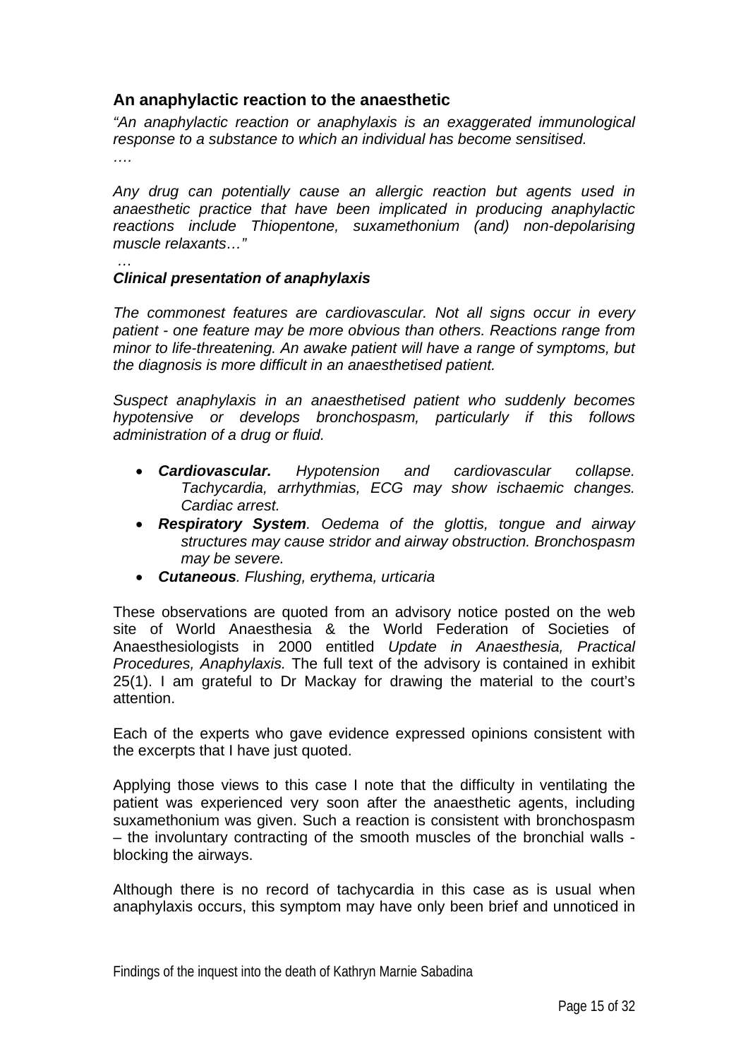## An anaphylactic reaction to the anaesthetic

*"An anaphylactic reaction or anaphylaxis is an exaggerated immunological response to a substance to which an individual has become sensitised.*

*….*

*Any drug can potentially cause an allergic reaction but agents used in anaesthetic practice that have been implicated in producing anaphylactic reactions include Thiopentone, suxamethonium (and) non-depolarising muscle relaxants…"*

*…*

***Clinical presentation of anaphylaxis***

*The commonest features are cardiovascular. Not all signs occur in every patient - one feature may be more obvious than others. Reactions range from minor to life-threatening. An awake patient will have a range of symptoms, but the diagnosis is more difficult in an anaesthetised patient.*

*Suspect anaphylaxis in an anaesthetised patient who suddenly becomes hypotensive or develops bronchospasm, particularly if this follows administration of a drug or fluid.*

- ***Cardiovascular.*** *Hypotension and cardiovascular collapse. Tachycardia, arrhythmias, ECG may show ischaemic changes. Cardiac arrest.*
- ***Respiratory System****. Oedema of the glottis, tongue and airway structures may cause stridor and airway obstruction. Bronchospasm may be severe.*
- ***Cutaneous****. Flushing, erythema, urticaria*

These observations are quoted from an advisory notice posted on the web site of World Anaesthesia & the World Federation of Societies of Anaesthesiologists in 2000 entitled *Update in Anaesthesia, Practical Procedures, Anaphylaxis.* The full text of the advisory is contained in exhibit 25(1). I am grateful to Dr Mackay for drawing the material to the court's attention.

Each of the experts who gave evidence expressed opinions consistent with the excerpts that I have just quoted.

Applying those views to this case I note that the difficulty in ventilating the patient was experienced very soon after the anaesthetic agents, including suxamethonium was given. Such a reaction is consistent with bronchospasm – the involuntary contracting of the smooth muscles of the bronchial walls - blocking the airways.

Although there is no record of tachycardia in this case as is usual when anaphylaxis occurs, this symptom may have only been brief and unnoticed in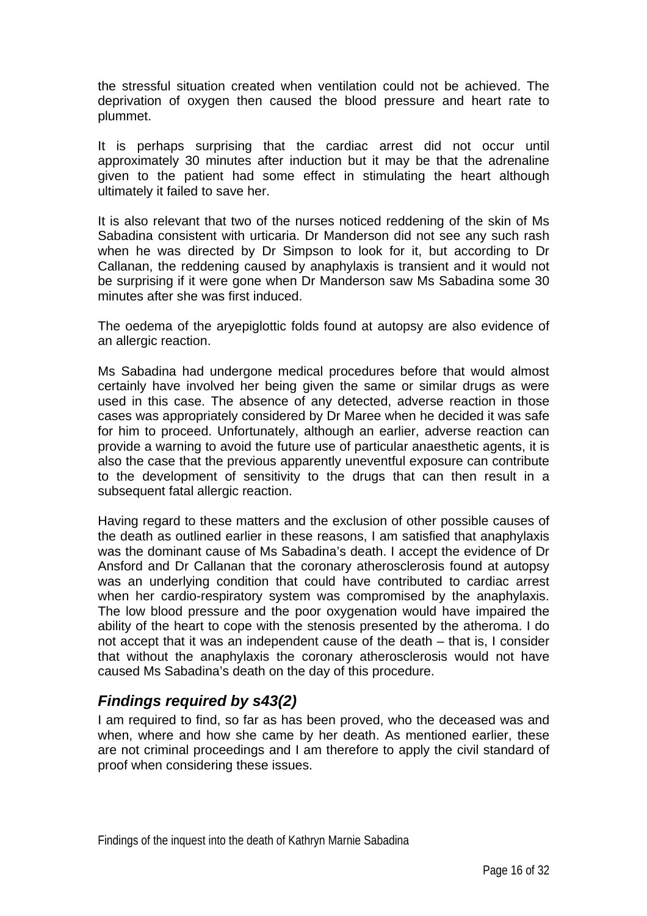the stressful situation created when ventilation could not be achieved. The deprivation of oxygen then caused the blood pressure and heart rate to plummet.

It is perhaps surprising that the cardiac arrest did not occur until approximately 30 minutes after induction but it may be that the adrenaline given to the patient had some effect in stimulating the heart although ultimately it failed to save her.

It is also relevant that two of the nurses noticed reddening of the skin of Ms Sabadina consistent with urticaria. Dr Manderson did not see any such rash when he was directed by Dr Simpson to look for it, but according to Dr Callanan, the reddening caused by anaphylaxis is transient and it would not be surprising if it were gone when Dr Manderson saw Ms Sabadina some 30 minutes after she was first induced.

The oedema of the aryepiglottic folds found at autopsy are also evidence of an allergic reaction.

Ms Sabadina had undergone medical procedures before that would almost certainly have involved her being given the same or similar drugs as were used in this case. The absence of any detected, adverse reaction in those cases was appropriately considered by Dr Maree when he decided it was safe for him to proceed. Unfortunately, although an earlier, adverse reaction can provide a warning to avoid the future use of particular anaesthetic agents, it is also the case that the previous apparently uneventful exposure can contribute to the development of sensitivity to the drugs that can then result in a subsequent fatal allergic reaction.

Having regard to these matters and the exclusion of other possible causes of the death as outlined earlier in these reasons, I am satisfied that anaphylaxis was the dominant cause of Ms Sabadina's death. I accept the evidence of Dr Ansford and Dr Callanan that the coronary atherosclerosis found at autopsy was an underlying condition that could have contributed to cardiac arrest when her cardio-respiratory system was compromised by the anaphylaxis. The low blood pressure and the poor oxygenation would have impaired the ability of the heart to cope with the stenosis presented by the atheroma. I do not accept that it was an independent cause of the death – that is, I consider that without the anaphylaxis the coronary atherosclerosis would not have caused Ms Sabadina's death on the day of this procedure.

## *Findings required by s43(2)*

I am required to find, so far as has been proved, who the deceased was and when, where and how she came by her death. As mentioned earlier, these are not criminal proceedings and I am therefore to apply the civil standard of proof when considering these issues.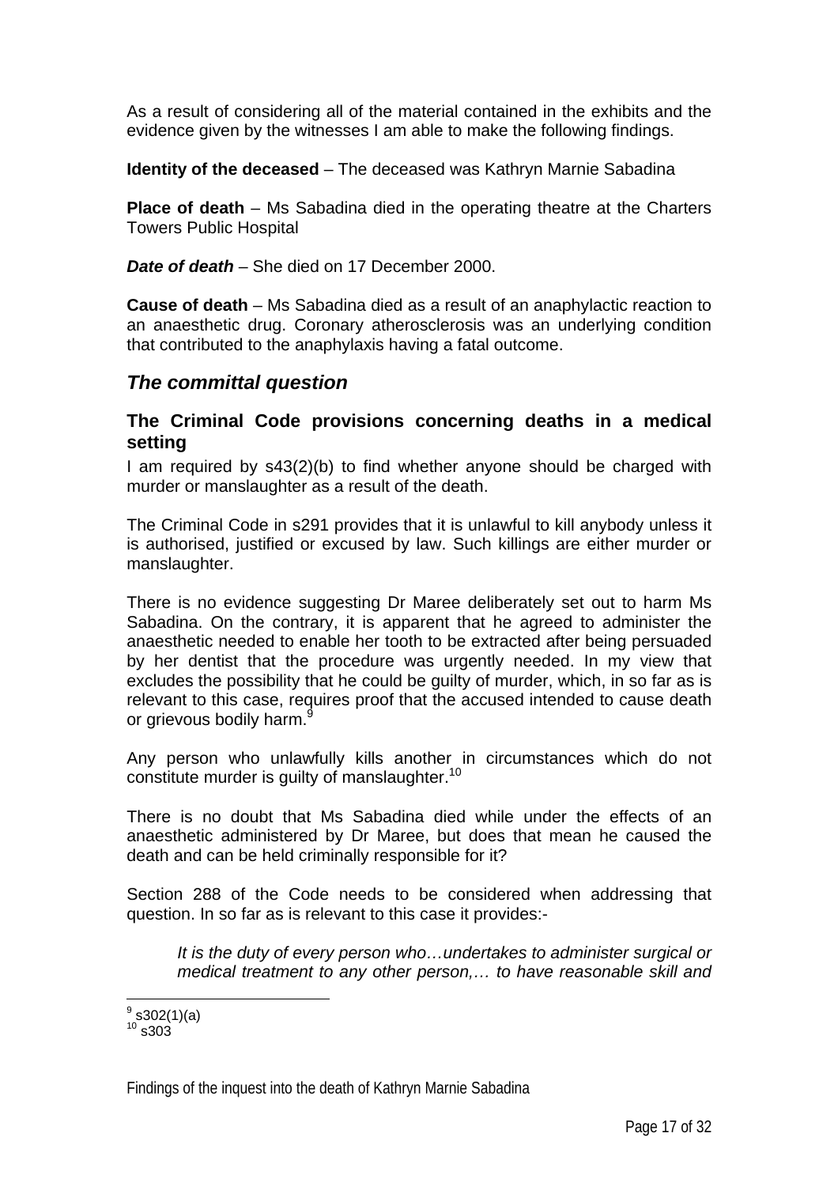As a result of considering all of the material contained in the exhibits and the evidence given by the witnesses I am able to make the following findings.

**Identity of the deceased** – The deceased was Kathryn Marnie Sabadina

**Place of death** – Ms Sabadina died in the operating theatre at the Charters Towers Public Hospital

***Date of death*** – She died on 17 December 2000.

**Cause of death** – Ms Sabadina died as a result of an anaphylactic reaction to an anaesthetic drug. Coronary atherosclerosis was an underlying condition that contributed to the anaphylaxis having a fatal outcome.

## *The committal question*

### The Criminal Code provisions concerning deaths in a medical setting

I am required by s43(2)(b) to find whether anyone should be charged with murder or manslaughter as a result of the death.

The Criminal Code in s291 provides that it is unlawful to kill anybody unless it is authorised, justified or excused by law. Such killings are either murder or manslaughter.

There is no evidence suggesting Dr Maree deliberately set out to harm Ms Sabadina. On the contrary, it is apparent that he agreed to administer the anaesthetic needed to enable her tooth to be extracted after being persuaded by her dentist that the procedure was urgently needed. In my view that excludes the possibility that he could be guilty of murder, which, in so far as is relevant to this case, requires proof that the accused intended to cause death or grievous bodily harm.[9]

Any person who unlawfully kills another in circumstances which do not constitute murder is guilty of manslaughter.[10]

There is no doubt that Ms Sabadina died while under the effects of an anaesthetic administered by Dr Maree, but does that mean he caused the death and can be held criminally responsible for it?

Section 288 of the Code needs to be considered when addressing that question. In so far as is relevant to this case it provides:-

> *It is the duty of every person who…undertakes to administer surgical or medical treatment to any other person,… to have reasonable skill and*

[9] s302(1)(a)
[10] s303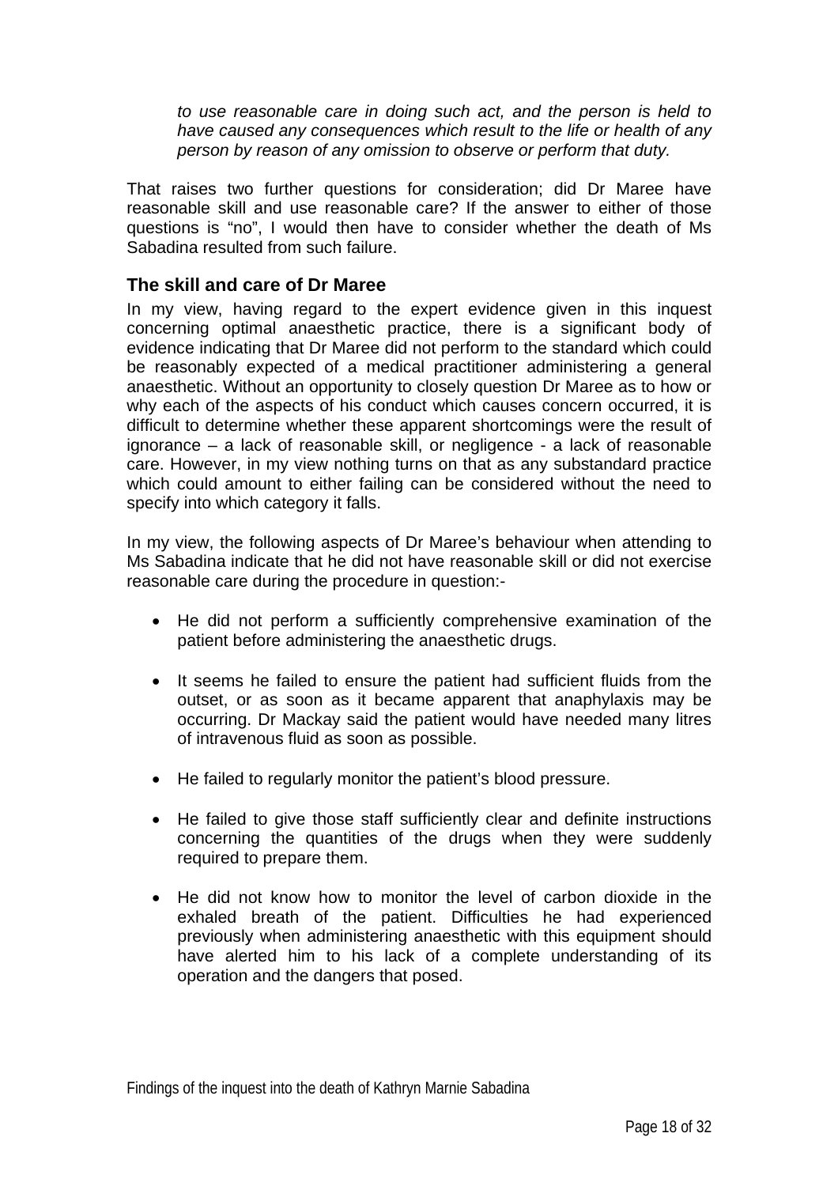*to use reasonable care in doing such act, and the person is held to have caused any consequences which result to the life or health of any person by reason of any omission to observe or perform that duty.*

That raises two further questions for consideration; did Dr Maree have reasonable skill and use reasonable care? If the answer to either of those questions is "no", I would then have to consider whether the death of Ms Sabadina resulted from such failure.

### The skill and care of Dr Maree

In my view, having regard to the expert evidence given in this inquest concerning optimal anaesthetic practice, there is a significant body of evidence indicating that Dr Maree did not perform to the standard which could be reasonably expected of a medical practitioner administering a general anaesthetic. Without an opportunity to closely question Dr Maree as to how or why each of the aspects of his conduct which causes concern occurred, it is difficult to determine whether these apparent shortcomings were the result of ignorance – a lack of reasonable skill, or negligence - a lack of reasonable care. However, in my view nothing turns on that as any substandard practice which could amount to either failing can be considered without the need to specify into which category it falls.

In my view, the following aspects of Dr Maree's behaviour when attending to Ms Sabadina indicate that he did not have reasonable skill or did not exercise reasonable care during the procedure in question:-

- He did not perform a sufficiently comprehensive examination of the patient before administering the anaesthetic drugs.
- It seems he failed to ensure the patient had sufficient fluids from the outset, or as soon as it became apparent that anaphylaxis may be occurring. Dr Mackay said the patient would have needed many litres of intravenous fluid as soon as possible.
- He failed to regularly monitor the patient's blood pressure.
- He failed to give those staff sufficiently clear and definite instructions concerning the quantities of the drugs when they were suddenly required to prepare them.
- He did not know how to monitor the level of carbon dioxide in the exhaled breath of the patient. Difficulties he had experienced previously when administering anaesthetic with this equipment should have alerted him to his lack of a complete understanding of its operation and the dangers that posed.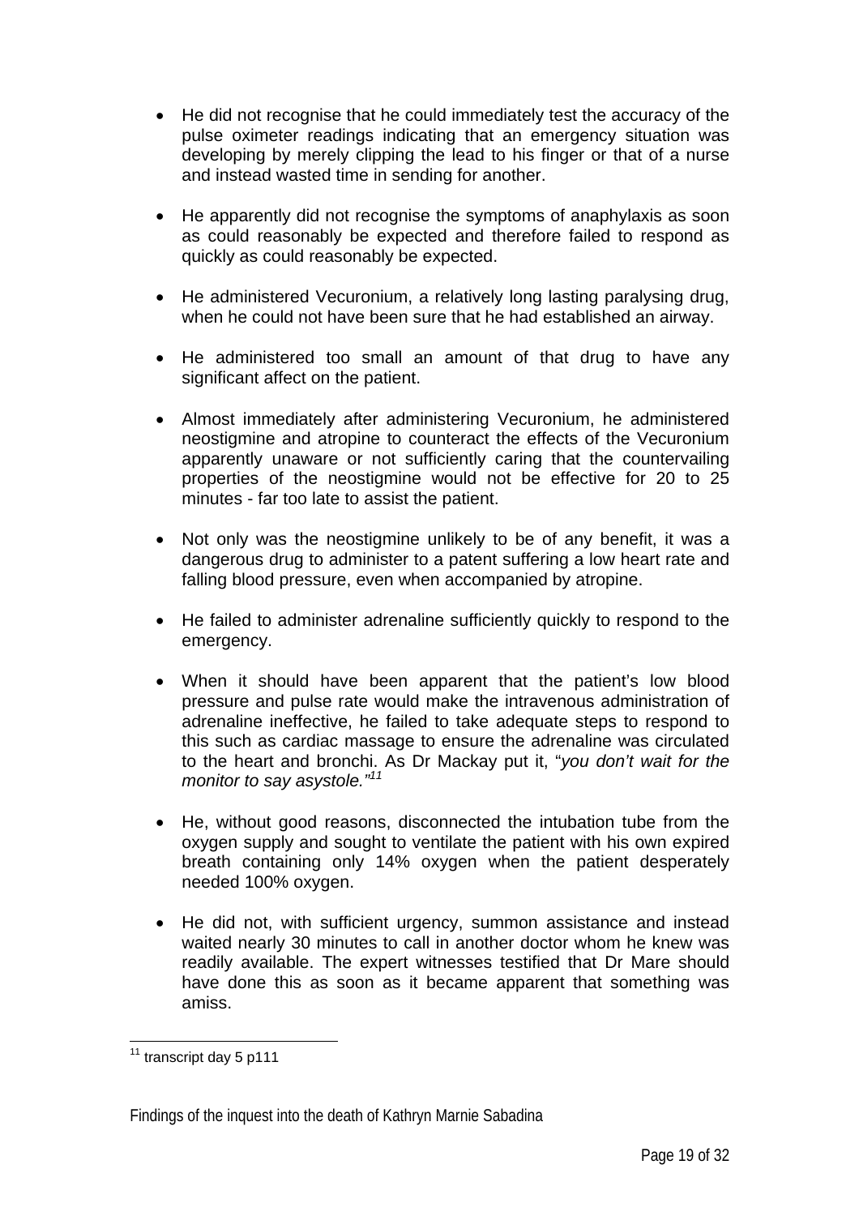- He did not recognise that he could immediately test the accuracy of the pulse oximeter readings indicating that an emergency situation was developing by merely clipping the lead to his finger or that of a nurse and instead wasted time in sending for another.

- He apparently did not recognise the symptoms of anaphylaxis as soon as could reasonably be expected and therefore failed to respond as quickly as could reasonably be expected.

- He administered Vecuronium, a relatively long lasting paralysing drug, when he could not have been sure that he had established an airway.

- He administered too small an amount of that drug to have any significant affect on the patient.

- Almost immediately after administering Vecuronium, he administered neostigmine and atropine to counteract the effects of the Vecuronium apparently unaware or not sufficiently caring that the countervailing properties of the neostigmine would not be effective for 20 to 25 minutes - far too late to assist the patient.

- Not only was the neostigmine unlikely to be of any benefit, it was a dangerous drug to administer to a patent suffering a low heart rate and falling blood pressure, even when accompanied by atropine.

- He failed to administer adrenaline sufficiently quickly to respond to the emergency.

- When it should have been apparent that the patient's low blood pressure and pulse rate would make the intravenous administration of adrenaline ineffective, he failed to take adequate steps to respond to this such as cardiac massage to ensure the adrenaline was circulated to the heart and bronchi. As Dr Mackay put it, "*you don't wait for the monitor to say asystole.*"[11]

- He, without good reasons, disconnected the intubation tube from the oxygen supply and sought to ventilate the patient with his own expired breath containing only 14% oxygen when the patient desperately needed 100% oxygen.

- He did not, with sufficient urgency, summon assistance and instead waited nearly 30 minutes to call in another doctor whom he knew was readily available. The expert witnesses testified that Dr Mare should have done this as soon as it became apparent that something was amiss.

[11] transcript day 5 p111

Findings of the inquest into the death of Kathryn Marnie Sabadina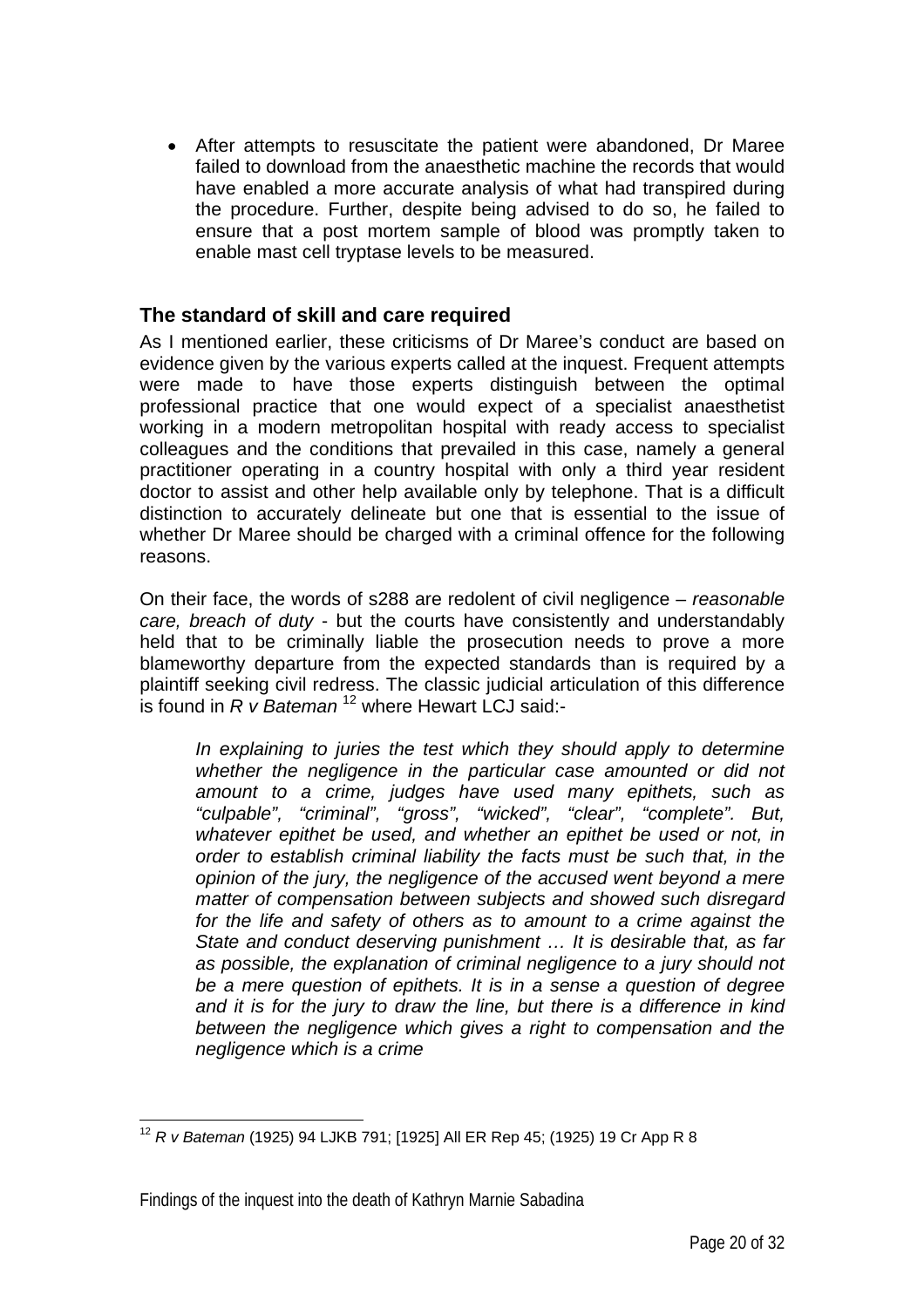- After attempts to resuscitate the patient were abandoned, Dr Maree failed to download from the anaesthetic machine the records that would have enabled a more accurate analysis of what had transpired during the procedure. Further, despite being advised to do so, he failed to ensure that a post mortem sample of blood was promptly taken to enable mast cell tryptase levels to be measured.

## The standard of skill and care required

As I mentioned earlier, these criticisms of Dr Maree's conduct are based on evidence given by the various experts called at the inquest. Frequent attempts were made to have those experts distinguish between the optimal professional practice that one would expect of a specialist anaesthetist working in a modern metropolitan hospital with ready access to specialist colleagues and the conditions that prevailed in this case, namely a general practitioner operating in a country hospital with only a third year resident doctor to assist and other help available only by telephone. That is a difficult distinction to accurately delineate but one that is essential to the issue of whether Dr Maree should be charged with a criminal offence for the following reasons.

On their face, the words of s288 are redolent of civil negligence – *reasonable care, breach of duty* - but the courts have consistently and understandably held that to be criminally liable the prosecution needs to prove a more blameworthy departure from the expected standards than is required by a plaintiff seeking civil redress. The classic judicial articulation of this difference is found in *R v Bateman* [12] where Hewart LCJ said:-

> *In explaining to juries the test which they should apply to determine whether the negligence in the particular case amounted or did not amount to a crime, judges have used many epithets, such as "culpable", "criminal", "gross", "wicked", "clear", "complete". But, whatever epithet be used, and whether an epithet be used or not, in order to establish criminal liability the facts must be such that, in the opinion of the jury, the negligence of the accused went beyond a mere matter of compensation between subjects and showed such disregard for the life and safety of others as to amount to a crime against the State and conduct deserving punishment … It is desirable that, as far as possible, the explanation of criminal negligence to a jury should not be a mere question of epithets. It is in a sense a question of degree and it is for the jury to draw the line, but there is a difference in kind between the negligence which gives a right to compensation and the negligence which is a crime*

[12] *R v Bateman* (1925) 94 LJKB 791; [1925] All ER Rep 45; (1925) 19 Cr App R 8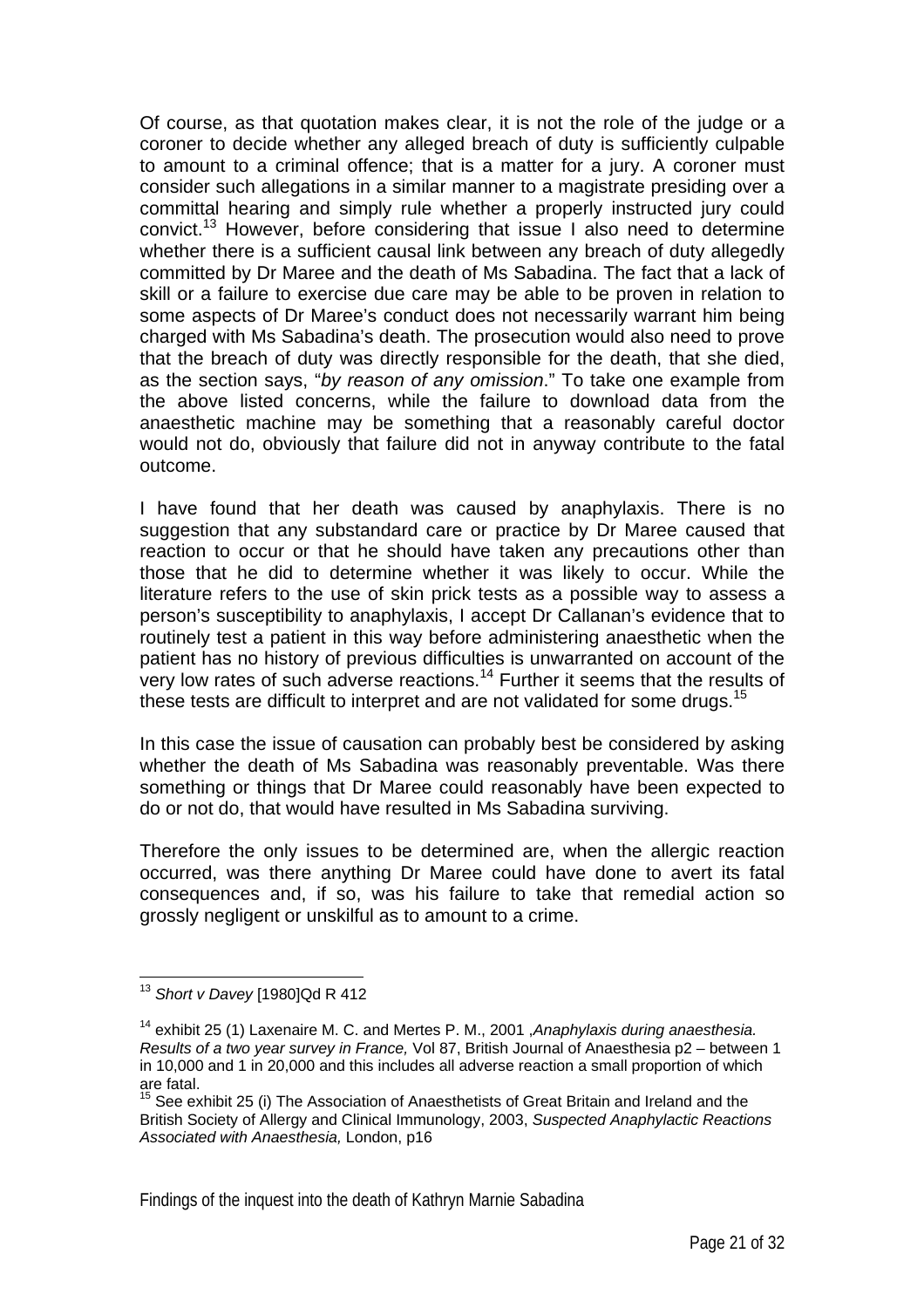Of course, as that quotation makes clear, it is not the role of the judge or a coroner to decide whether any alleged breach of duty is sufficiently culpable to amount to a criminal offence; that is a matter for a jury. A coroner must consider such allegations in a similar manner to a magistrate presiding over a committal hearing and simply rule whether a properly instructed jury could convict.[13] However, before considering that issue I also need to determine whether there is a sufficient causal link between any breach of duty allegedly committed by Dr Maree and the death of Ms Sabadina. The fact that a lack of skill or a failure to exercise due care may be able to be proven in relation to some aspects of Dr Maree's conduct does not necessarily warrant him being charged with Ms Sabadina's death. The prosecution would also need to prove that the breach of duty was directly responsible for the death, that she died, as the section says, "*by reason of any omission*." To take one example from the above listed concerns, while the failure to download data from the anaesthetic machine may be something that a reasonably careful doctor would not do, obviously that failure did not in anyway contribute to the fatal outcome.

I have found that her death was caused by anaphylaxis. There is no suggestion that any substandard care or practice by Dr Maree caused that reaction to occur or that he should have taken any precautions other than those that he did to determine whether it was likely to occur. While the literature refers to the use of skin prick tests as a possible way to assess a person's susceptibility to anaphylaxis, I accept Dr Callanan's evidence that to routinely test a patient in this way before administering anaesthetic when the patient has no history of previous difficulties is unwarranted on account of the very low rates of such adverse reactions.[14] Further it seems that the results of these tests are difficult to interpret and are not validated for some drugs.[15]

In this case the issue of causation can probably best be considered by asking whether the death of Ms Sabadina was reasonably preventable. Was there something or things that Dr Maree could reasonably have been expected to do or not do, that would have resulted in Ms Sabadina surviving.

Therefore the only issues to be determined are, when the allergic reaction occurred, was there anything Dr Maree could have done to avert its fatal consequences and, if so, was his failure to take that remedial action so grossly negligent or unskilful as to amount to a crime.

---

[13] *Short v Davey* [1980]Qd R 412

[14] exhibit 25 (1) Laxenaire M. C. and Mertes P. M., 2001 ,*Anaphylaxis during anaesthesia. Results of a two year survey in France,* Vol 87, British Journal of Anaesthesia p2 – between 1 in 10,000 and 1 in 20,000 and this includes all adverse reaction a small proportion of which are fatal.

[15] See exhibit 25 (i) The Association of Anaesthetists of Great Britain and Ireland and the British Society of Allergy and Clinical Immunology, 2003, *Suspected Anaphylactic Reactions Associated with Anaesthesia,* London, p16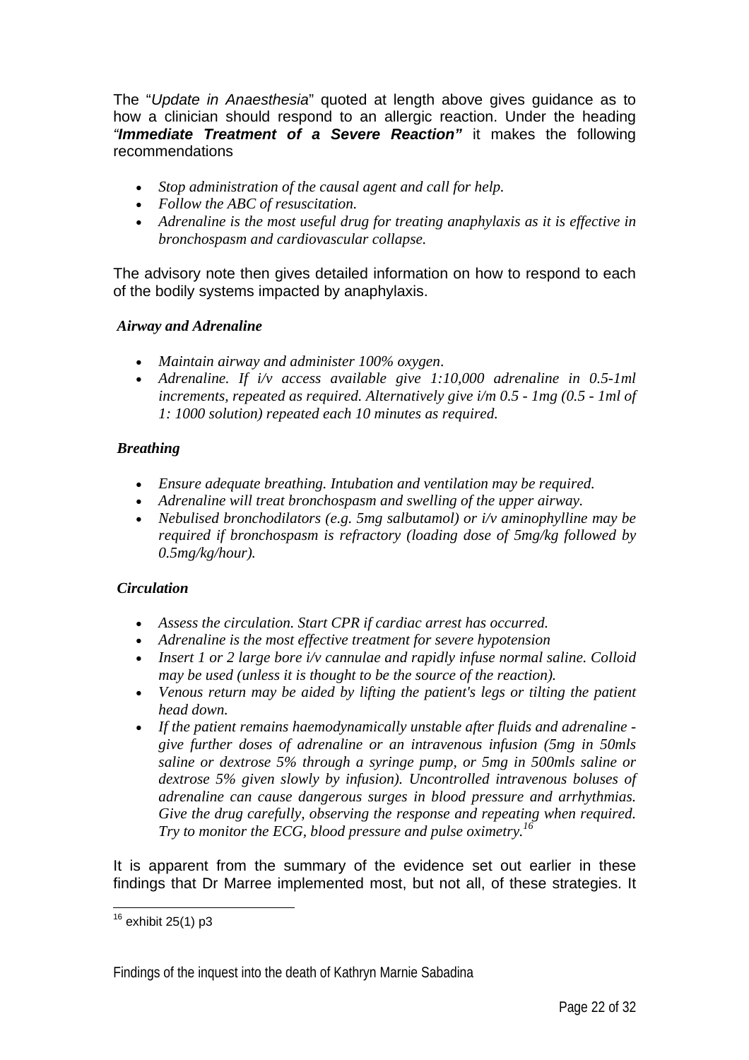The "*Update in Anaesthesia*" quoted at length above gives guidance as to how a clinician should respond to an allergic reaction. Under the heading "***Immediate Treatment of a Severe Reaction"*** it makes the following recommendations

- *Stop administration of the causal agent and call for help.*
- *Follow the ABC of resuscitation.*
- *Adrenaline is the most useful drug for treating anaphylaxis as it is effective in bronchospasm and cardiovascular collapse.*

The advisory note then gives detailed information on how to respond to each of the bodily systems impacted by anaphylaxis.

***Airway and Adrenaline***

- *Maintain airway and administer 100% oxygen*.
- *Adrenaline. If i/v access available give 1:10,000 adrenaline in 0.5-1ml increments, repeated as required. Alternatively give i/m 0.5 - 1mg (0.5 - 1ml of 1: 1000 solution) repeated each 10 minutes as required.*

***Breathing***

- *Ensure adequate breathing. Intubation and ventilation may be required.*
- *Adrenaline will treat bronchospasm and swelling of the upper airway.*
- *Nebulised bronchodilators (e.g. 5mg salbutamol) or i/v aminophylline may be required if bronchospasm is refractory (loading dose of 5mg/kg followed by 0.5mg/kg/hour).*

***Circulation***

- *Assess the circulation. Start CPR if cardiac arrest has occurred.*
- *Adrenaline is the most effective treatment for severe hypotension*
- *Insert 1 or 2 large bore i/v cannulae and rapidly infuse normal saline. Colloid may be used (unless it is thought to be the source of the reaction).*
- *Venous return may be aided by lifting the patient's legs or tilting the patient head down.*
- *If the patient remains haemodynamically unstable after fluids and adrenaline - give further doses of adrenaline or an intravenous infusion (5mg in 50mls saline or dextrose 5% through a syringe pump, or 5mg in 500mls saline or dextrose 5% given slowly by infusion). Uncontrolled intravenous boluses of adrenaline can cause dangerous surges in blood pressure and arrhythmias. Give the drug carefully, observing the response and repeating when required. Try to monitor the ECG, blood pressure and pulse oximetry.*[16]

It is apparent from the summary of the evidence set out earlier in these findings that Dr Marree implemented most, but not all, of these strategies. It

[16] exhibit 25(1) p3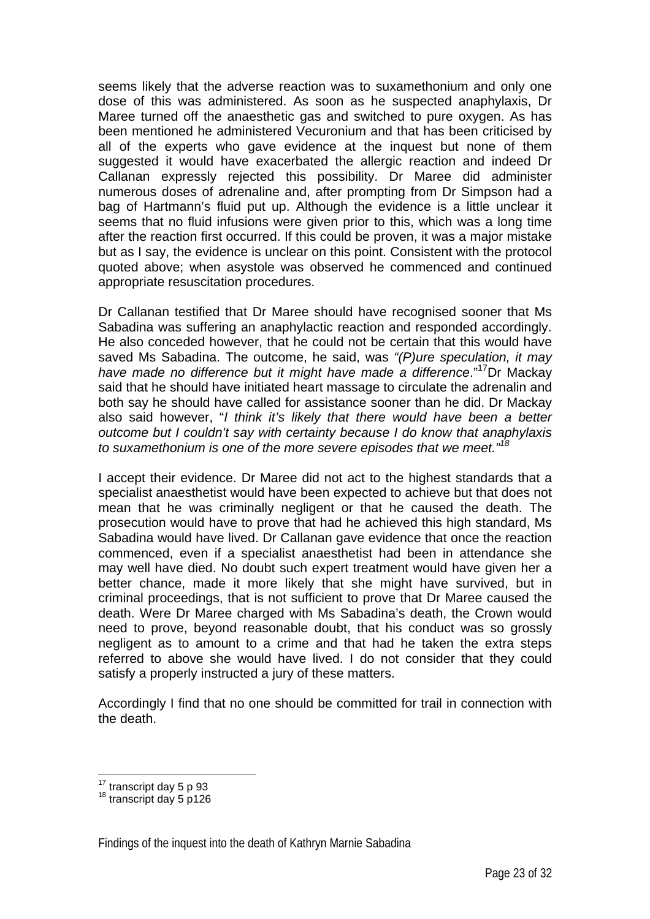seems likely that the adverse reaction was to suxamethonium and only one dose of this was administered. As soon as he suspected anaphylaxis, Dr Maree turned off the anaesthetic gas and switched to pure oxygen. As has been mentioned he administered Vecuronium and that has been criticised by all of the experts who gave evidence at the inquest but none of them suggested it would have exacerbated the allergic reaction and indeed Dr Callanan expressly rejected this possibility. Dr Maree did administer numerous doses of adrenaline and, after prompting from Dr Simpson had a bag of Hartmann's fluid put up. Although the evidence is a little unclear it seems that no fluid infusions were given prior to this, which was a long time after the reaction first occurred. If this could be proven, it was a major mistake but as I say, the evidence is unclear on this point. Consistent with the protocol quoted above; when asystole was observed he commenced and continued appropriate resuscitation procedures.

Dr Callanan testified that Dr Maree should have recognised sooner that Ms Sabadina was suffering an anaphylactic reaction and responded accordingly. He also conceded however, that he could not be certain that this would have saved Ms Sabadina. The outcome, he said, was *"(P)ure speculation, it may have made no difference but it might have made a difference*."[17] Dr Mackay said that he should have initiated heart massage to circulate the adrenalin and both say he should have called for assistance sooner than he did. Dr Mackay also said however, "*I think it's likely that there would have been a better outcome but I couldn't say with certainty because I do know that anaphylaxis to suxamethonium is one of the more severe episodes that we meet.*"[18]

I accept their evidence. Dr Maree did not act to the highest standards that a specialist anaesthetist would have been expected to achieve but that does not mean that he was criminally negligent or that he caused the death. The prosecution would have to prove that had he achieved this high standard, Ms Sabadina would have lived. Dr Callanan gave evidence that once the reaction commenced, even if a specialist anaesthetist had been in attendance she may well have died. No doubt such expert treatment would have given her a better chance, made it more likely that she might have survived, but in criminal proceedings, that is not sufficient to prove that Dr Maree caused the death. Were Dr Maree charged with Ms Sabadina's death, the Crown would need to prove, beyond reasonable doubt, that his conduct was so grossly negligent as to amount to a crime and that had he taken the extra steps referred to above she would have lived. I do not consider that they could satisfy a properly instructed a jury of these matters.

Accordingly I find that no one should be committed for trail in connection with the death.

---

[17] transcript day 5 p 93

[18] transcript day 5 p126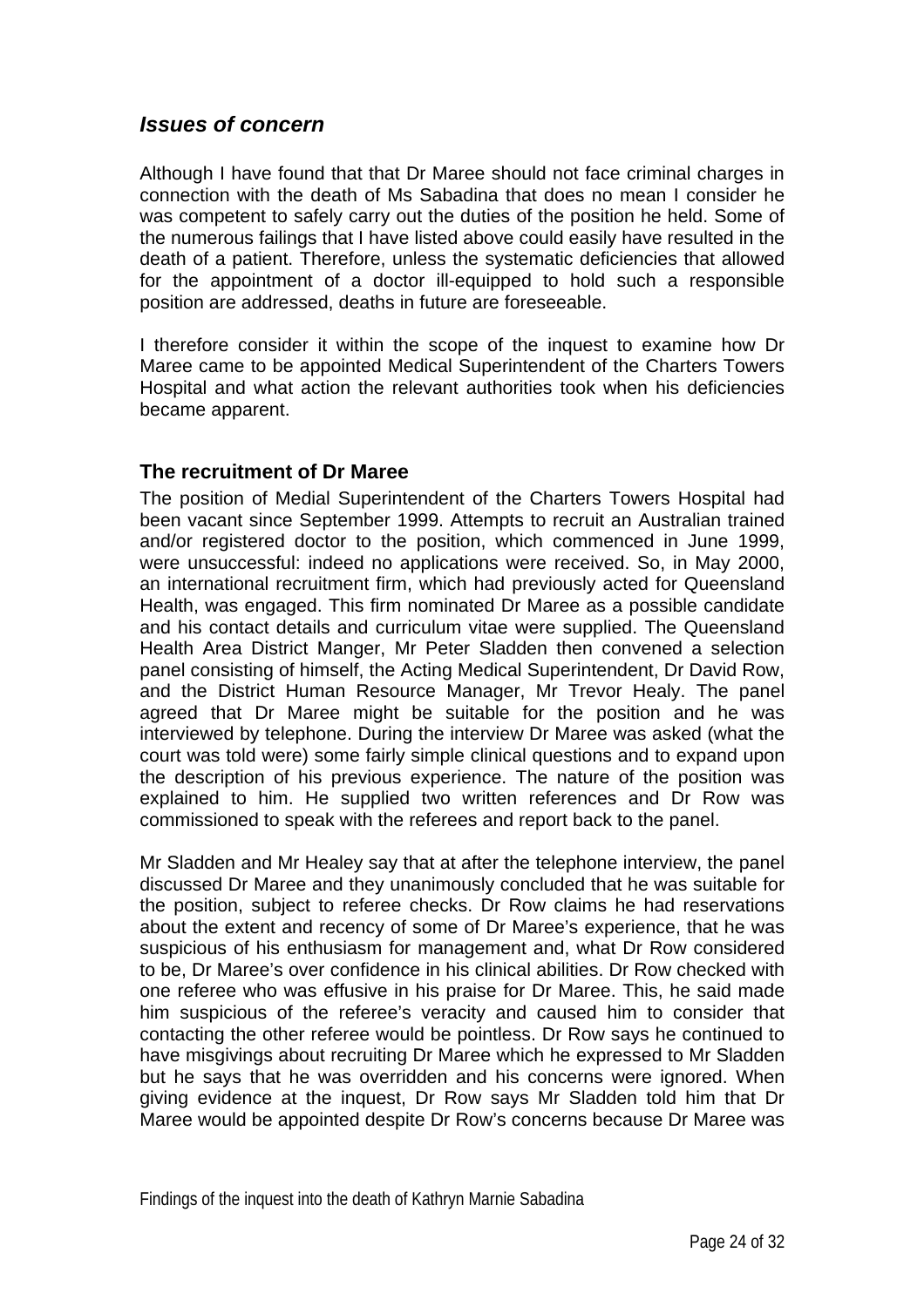## *Issues of concern*

Although I have found that that Dr Maree should not face criminal charges in connection with the death of Ms Sabadina that does no mean I consider he was competent to safely carry out the duties of the position he held. Some of the numerous failings that I have listed above could easily have resulted in the death of a patient. Therefore, unless the systematic deficiencies that allowed for the appointment of a doctor ill-equipped to hold such a responsible position are addressed, deaths in future are foreseeable.

I therefore consider it within the scope of the inquest to examine how Dr Maree came to be appointed Medical Superintendent of the Charters Towers Hospital and what action the relevant authorities took when his deficiencies became apparent.

### The recruitment of Dr Maree

The position of Medial Superintendent of the Charters Towers Hospital had been vacant since September 1999. Attempts to recruit an Australian trained and/or registered doctor to the position, which commenced in June 1999, were unsuccessful: indeed no applications were received. So, in May 2000, an international recruitment firm, which had previously acted for Queensland Health, was engaged. This firm nominated Dr Maree as a possible candidate and his contact details and curriculum vitae were supplied. The Queensland Health Area District Manger, Mr Peter Sladden then convened a selection panel consisting of himself, the Acting Medical Superintendent, Dr David Row, and the District Human Resource Manager, Mr Trevor Healy. The panel agreed that Dr Maree might be suitable for the position and he was interviewed by telephone. During the interview Dr Maree was asked (what the court was told were) some fairly simple clinical questions and to expand upon the description of his previous experience. The nature of the position was explained to him. He supplied two written references and Dr Row was commissioned to speak with the referees and report back to the panel.

Mr Sladden and Mr Healey say that at after the telephone interview, the panel discussed Dr Maree and they unanimously concluded that he was suitable for the position, subject to referee checks. Dr Row claims he had reservations about the extent and recency of some of Dr Maree's experience, that he was suspicious of his enthusiasm for management and, what Dr Row considered to be, Dr Maree's over confidence in his clinical abilities. Dr Row checked with one referee who was effusive in his praise for Dr Maree. This, he said made him suspicious of the referee's veracity and caused him to consider that contacting the other referee would be pointless. Dr Row says he continued to have misgivings about recruiting Dr Maree which he expressed to Mr Sladden but he says that he was overridden and his concerns were ignored. When giving evidence at the inquest, Dr Row says Mr Sladden told him that Dr Maree would be appointed despite Dr Row's concerns because Dr Maree was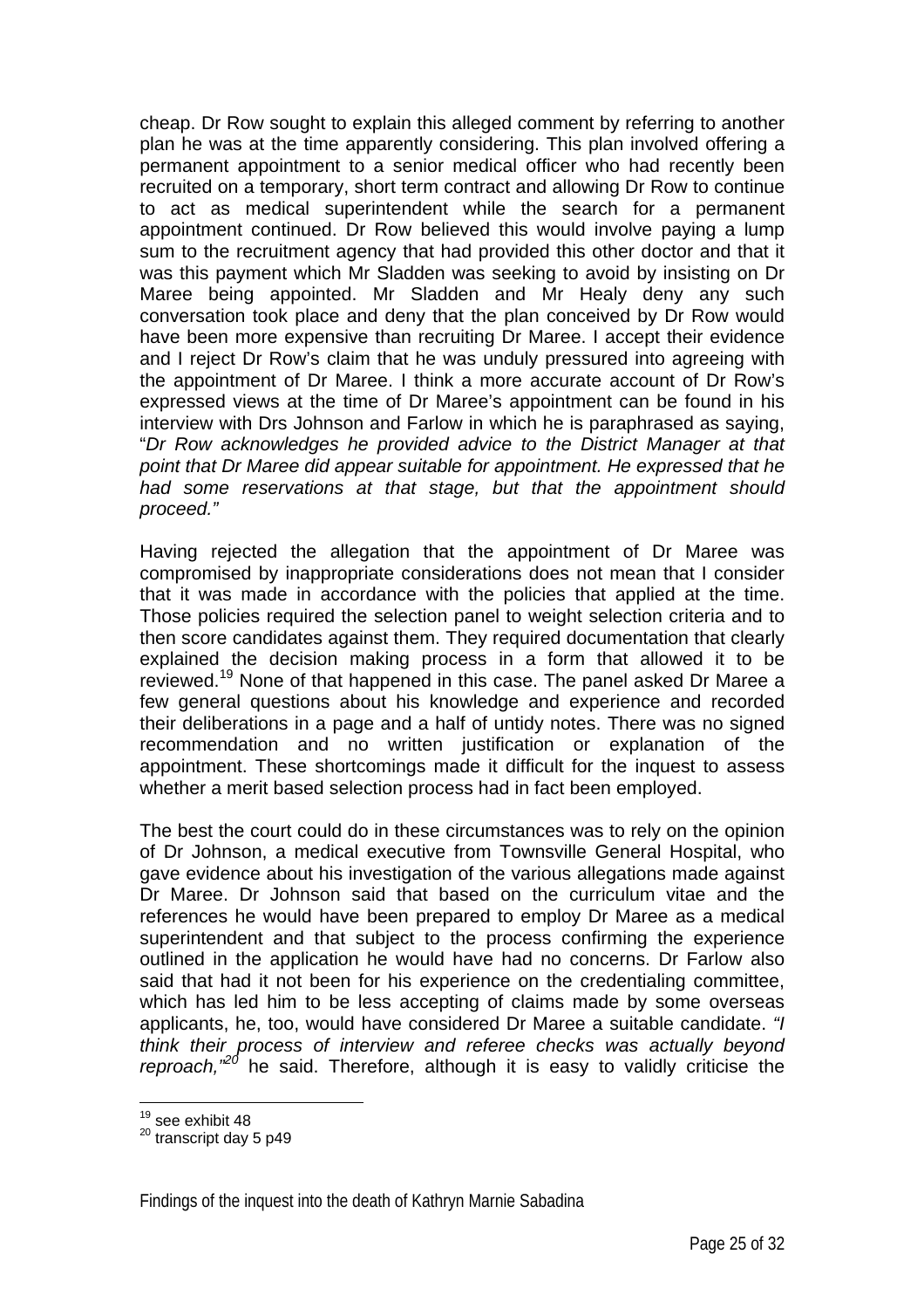cheap. Dr Row sought to explain this alleged comment by referring to another plan he was at the time apparently considering. This plan involved offering a permanent appointment to a senior medical officer who had recently been recruited on a temporary, short term contract and allowing Dr Row to continue to act as medical superintendent while the search for a permanent appointment continued. Dr Row believed this would involve paying a lump sum to the recruitment agency that had provided this other doctor and that it was this payment which Mr Sladden was seeking to avoid by insisting on Dr Maree being appointed. Mr Sladden and Mr Healy deny any such conversation took place and deny that the plan conceived by Dr Row would have been more expensive than recruiting Dr Maree. I accept their evidence and I reject Dr Row's claim that he was unduly pressured into agreeing with the appointment of Dr Maree. I think a more accurate account of Dr Row's expressed views at the time of Dr Maree's appointment can be found in his interview with Drs Johnson and Farlow in which he is paraphrased as saying, "*Dr Row acknowledges he provided advice to the District Manager at that point that Dr Maree did appear suitable for appointment. He expressed that he had some reservations at that stage, but that the appointment should proceed.*"

Having rejected the allegation that the appointment of Dr Maree was compromised by inappropriate considerations does not mean that I consider that it was made in accordance with the policies that applied at the time. Those policies required the selection panel to weight selection criteria and to then score candidates against them. They required documentation that clearly explained the decision making process in a form that allowed it to be reviewed.[19] None of that happened in this case. The panel asked Dr Maree a few general questions about his knowledge and experience and recorded their deliberations in a page and a half of untidy notes. There was no signed recommendation and no written justification or explanation of the appointment. These shortcomings made it difficult for the inquest to assess whether a merit based selection process had in fact been employed.

The best the court could do in these circumstances was to rely on the opinion of Dr Johnson, a medical executive from Townsville General Hospital, who gave evidence about his investigation of the various allegations made against Dr Maree. Dr Johnson said that based on the curriculum vitae and the references he would have been prepared to employ Dr Maree as a medical superintendent and that subject to the process confirming the experience outlined in the application he would have had no concerns. Dr Farlow also said that had it not been for his experience on the credentialing committee, which has led him to be less accepting of claims made by some overseas applicants, he, too, would have considered Dr Maree a suitable candidate. *"I think their process of interview and referee checks was actually beyond reproach,"*[20] he said. Therefore, although it is easy to validly criticise the

[19] see exhibit 48

[20] transcript day 5 p49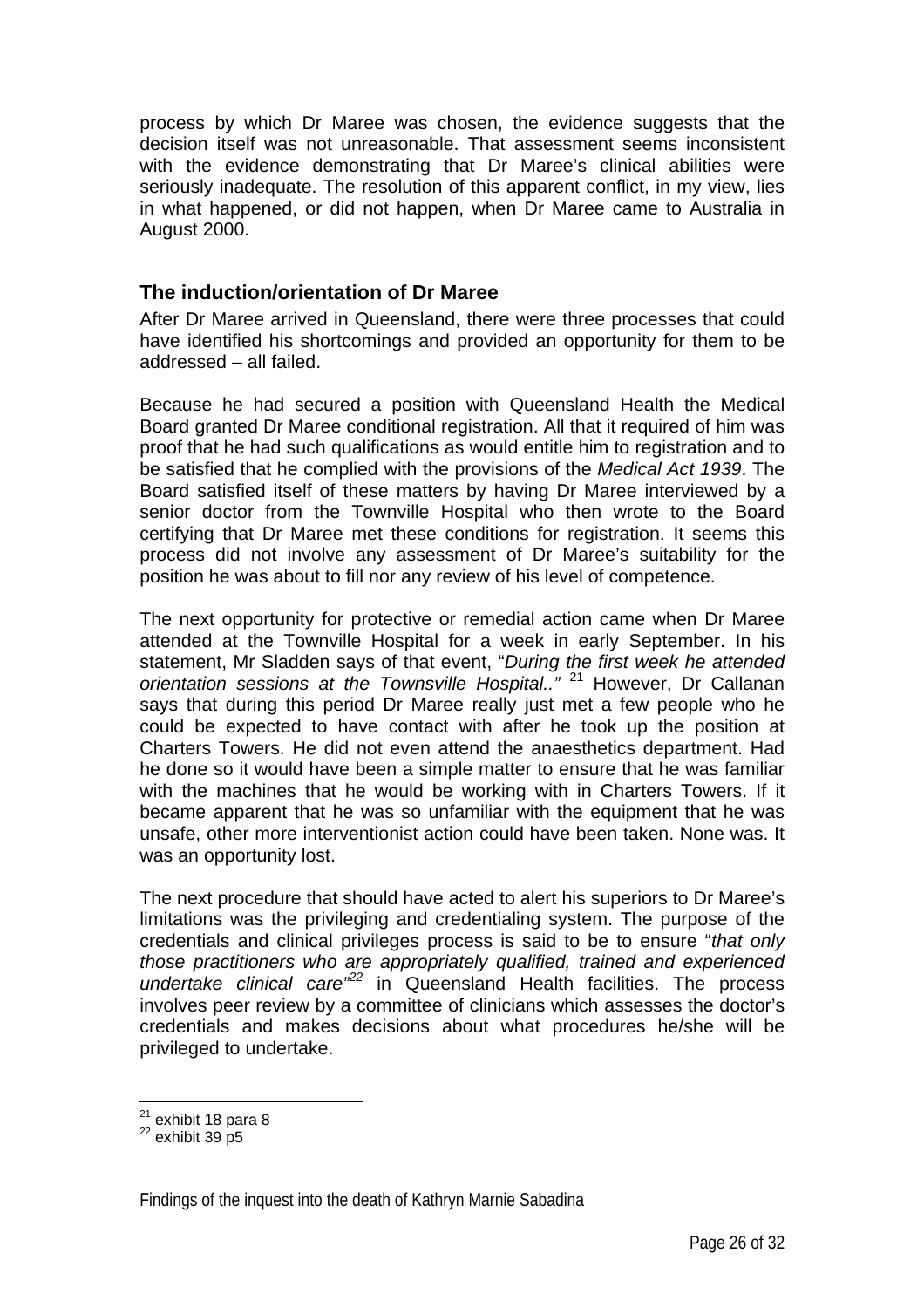process by which Dr Maree was chosen, the evidence suggests that the decision itself was not unreasonable. That assessment seems inconsistent with the evidence demonstrating that Dr Maree's clinical abilities were seriously inadequate. The resolution of this apparent conflict, in my view, lies in what happened, or did not happen, when Dr Maree came to Australia in August 2000.

### The induction/orientation of Dr Maree

After Dr Maree arrived in Queensland, there were three processes that could have identified his shortcomings and provided an opportunity for them to be addressed – all failed.

Because he had secured a position with Queensland Health the Medical Board granted Dr Maree conditional registration. All that it required of him was proof that he had such qualifications as would entitle him to registration and to be satisfied that he complied with the provisions of the *Medical Act 1939*. The Board satisfied itself of these matters by having Dr Maree interviewed by a senior doctor from the Townville Hospital who then wrote to the Board certifying that Dr Maree met these conditions for registration. It seems this process did not involve any assessment of Dr Maree's suitability for the position he was about to fill nor any review of his level of competence.

The next opportunity for protective or remedial action came when Dr Maree attended at the Townville Hospital for a week in early September. In his statement, Mr Sladden says of that event, "*During the first week he attended orientation sessions at the Townsville Hospital..*"[21] However, Dr Callanan says that during this period Dr Maree really just met a few people who he could be expected to have contact with after he took up the position at Charters Towers. He did not even attend the anaesthetics department. Had he done so it would have been a simple matter to ensure that he was familiar with the machines that he would be working with in Charters Towers. If it became apparent that he was so unfamiliar with the equipment that he was unsafe, other more interventionist action could have been taken. None was. It was an opportunity lost.

The next procedure that should have acted to alert his superiors to Dr Maree's limitations was the privileging and credentialing system. The purpose of the credentials and clinical privileges process is said to be to ensure "*that only those practitioners who are appropriately qualified, trained and experienced undertake clinical care*"[22] in Queensland Health facilities. The process involves peer review by a committee of clinicians which assesses the doctor's credentials and makes decisions about what procedures he/she will be privileged to undertake.

---

[21] exhibit 18 para 8

[22] exhibit 39 p5

Findings of the inquest into the death of Kathryn Marnie Sabadina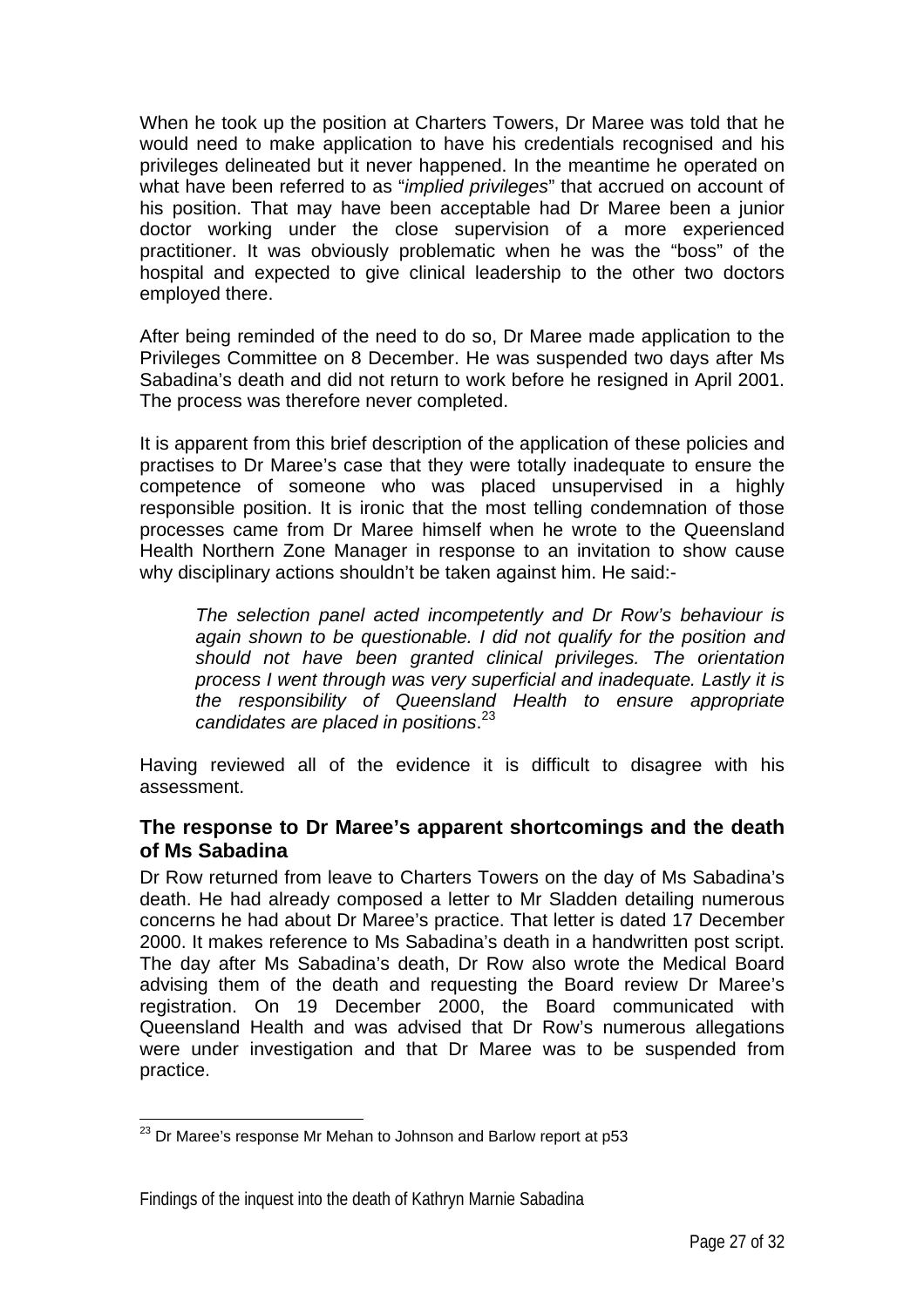When he took up the position at Charters Towers, Dr Maree was told that he would need to make application to have his credentials recognised and his privileges delineated but it never happened. In the meantime he operated on what have been referred to as "*implied privileges*" that accrued on account of his position. That may have been acceptable had Dr Maree been a junior doctor working under the close supervision of a more experienced practitioner. It was obviously problematic when he was the "boss" of the hospital and expected to give clinical leadership to the other two doctors employed there.

After being reminded of the need to do so, Dr Maree made application to the Privileges Committee on 8 December. He was suspended two days after Ms Sabadina's death and did not return to work before he resigned in April 2001. The process was therefore never completed.

It is apparent from this brief description of the application of these policies and practises to Dr Maree's case that they were totally inadequate to ensure the competence of someone who was placed unsupervised in a highly responsible position. It is ironic that the most telling condemnation of those processes came from Dr Maree himself when he wrote to the Queensland Health Northern Zone Manager in response to an invitation to show cause why disciplinary actions shouldn't be taken against him. He said:-

> *The selection panel acted incompetently and Dr Row's behaviour is again shown to be questionable. I did not qualify for the position and should not have been granted clinical privileges. The orientation process I went through was very superficial and inadequate. Lastly it is the responsibility of Queensland Health to ensure appropriate candidates are placed in positions*.[23]

Having reviewed all of the evidence it is difficult to disagree with his assessment.

### The response to Dr Maree's apparent shortcomings and the death of Ms Sabadina

Dr Row returned from leave to Charters Towers on the day of Ms Sabadina's death. He had already composed a letter to Mr Sladden detailing numerous concerns he had about Dr Maree's practice. That letter is dated 17 December 2000. It makes reference to Ms Sabadina's death in a handwritten post script. The day after Ms Sabadina's death, Dr Row also wrote the Medical Board advising them of the death and requesting the Board review Dr Maree's registration. On 19 December 2000, the Board communicated with Queensland Health and was advised that Dr Row's numerous allegations were under investigation and that Dr Maree was to be suspended from practice.

---

[23] Dr Maree's response Mr Mehan to Johnson and Barlow report at p53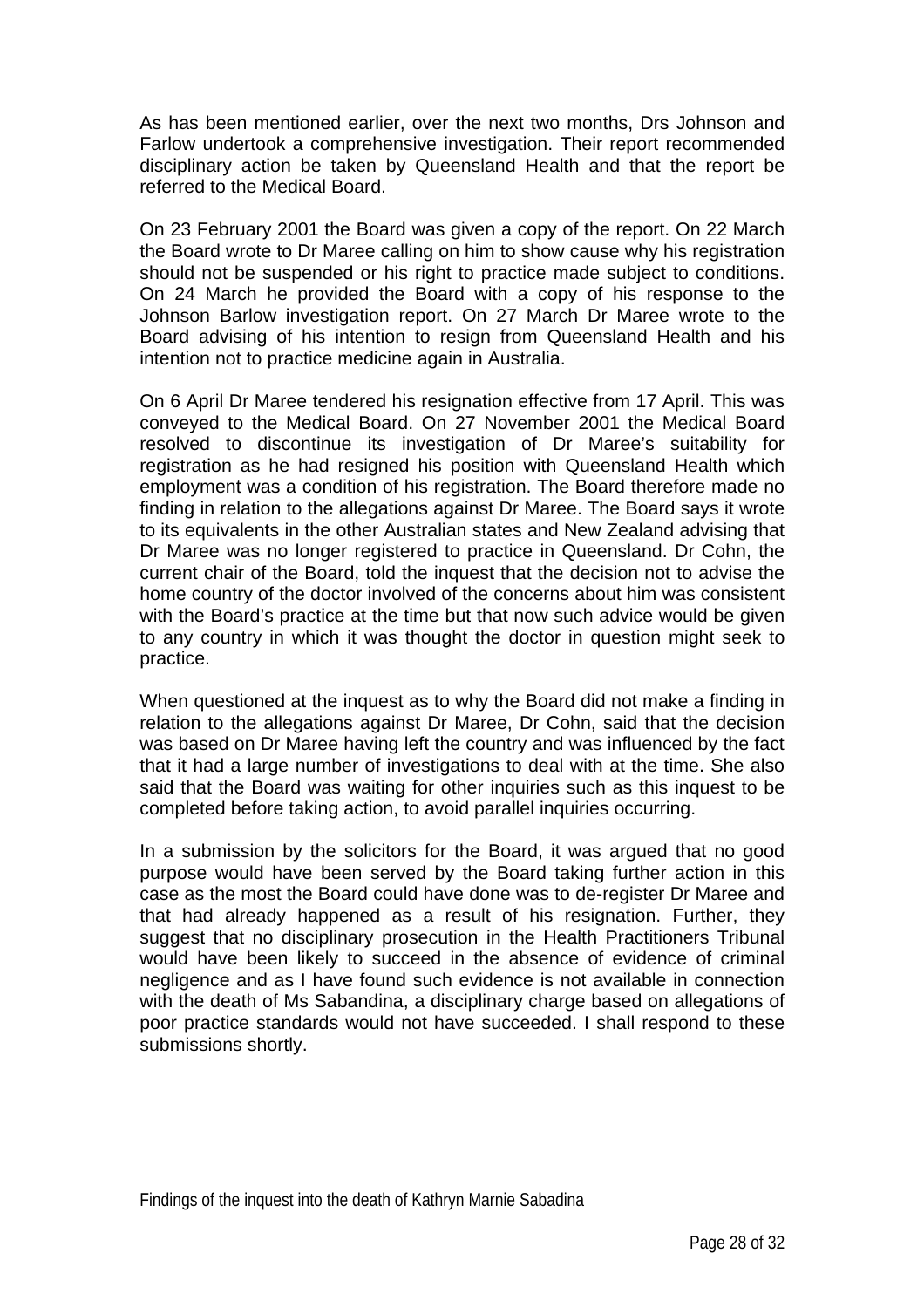As has been mentioned earlier, over the next two months, Drs Johnson and Farlow undertook a comprehensive investigation. Their report recommended disciplinary action be taken by Queensland Health and that the report be referred to the Medical Board.

On 23 February 2001 the Board was given a copy of the report. On 22 March the Board wrote to Dr Maree calling on him to show cause why his registration should not be suspended or his right to practice made subject to conditions. On 24 March he provided the Board with a copy of his response to the Johnson Barlow investigation report. On 27 March Dr Maree wrote to the Board advising of his intention to resign from Queensland Health and his intention not to practice medicine again in Australia.

On 6 April Dr Maree tendered his resignation effective from 17 April. This was conveyed to the Medical Board. On 27 November 2001 the Medical Board resolved to discontinue its investigation of Dr Maree's suitability for registration as he had resigned his position with Queensland Health which employment was a condition of his registration. The Board therefore made no finding in relation to the allegations against Dr Maree. The Board says it wrote to its equivalents in the other Australian states and New Zealand advising that Dr Maree was no longer registered to practice in Queensland. Dr Cohn, the current chair of the Board, told the inquest that the decision not to advise the home country of the doctor involved of the concerns about him was consistent with the Board's practice at the time but that now such advice would be given to any country in which it was thought the doctor in question might seek to practice.

When questioned at the inquest as to why the Board did not make a finding in relation to the allegations against Dr Maree, Dr Cohn, said that the decision was based on Dr Maree having left the country and was influenced by the fact that it had a large number of investigations to deal with at the time. She also said that the Board was waiting for other inquiries such as this inquest to be completed before taking action, to avoid parallel inquiries occurring.

In a submission by the solicitors for the Board, it was argued that no good purpose would have been served by the Board taking further action in this case as the most the Board could have done was to de-register Dr Maree and that had already happened as a result of his resignation. Further, they suggest that no disciplinary prosecution in the Health Practitioners Tribunal would have been likely to succeed in the absence of evidence of criminal negligence and as I have found such evidence is not available in connection with the death of Ms Sabandina, a disciplinary charge based on allegations of poor practice standards would not have succeeded. I shall respond to these submissions shortly.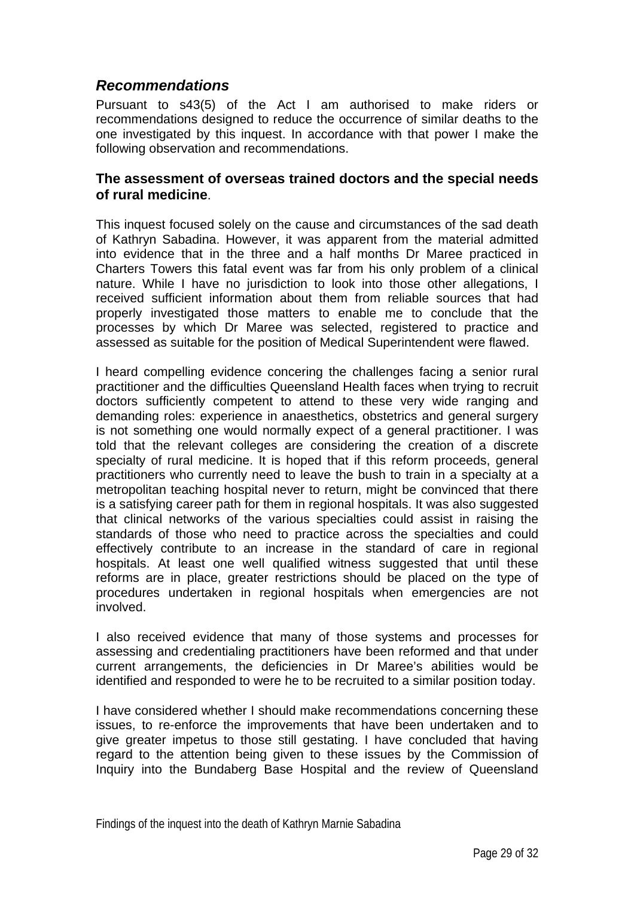## *Recommendations*

Pursuant to s43(5) of the Act I am authorised to make riders or recommendations designed to reduce the occurrence of similar deaths to the one investigated by this inquest. In accordance with that power I make the following observation and recommendations.

### **The assessment of overseas trained doctors and the special needs of rural medicine**.

This inquest focused solely on the cause and circumstances of the sad death of Kathryn Sabadina. However, it was apparent from the material admitted into evidence that in the three and a half months Dr Maree practiced in Charters Towers this fatal event was far from his only problem of a clinical nature. While I have no jurisdiction to look into those other allegations, I received sufficient information about them from reliable sources that had properly investigated those matters to enable me to conclude that the processes by which Dr Maree was selected, registered to practice and assessed as suitable for the position of Medical Superintendent were flawed.

I heard compelling evidence concering the challenges facing a senior rural practitioner and the difficulties Queensland Health faces when trying to recruit doctors sufficiently competent to attend to these very wide ranging and demanding roles: experience in anaesthetics, obstetrics and general surgery is not something one would normally expect of a general practitioner. I was told that the relevant colleges are considering the creation of a discrete specialty of rural medicine. It is hoped that if this reform proceeds, general practitioners who currently need to leave the bush to train in a specialty at a metropolitan teaching hospital never to return, might be convinced that there is a satisfying career path for them in regional hospitals. It was also suggested that clinical networks of the various specialties could assist in raising the standards of those who need to practice across the specialties and could effectively contribute to an increase in the standard of care in regional hospitals. At least one well qualified witness suggested that until these reforms are in place, greater restrictions should be placed on the type of procedures undertaken in regional hospitals when emergencies are not involved.

I also received evidence that many of those systems and processes for assessing and credentialing practitioners have been reformed and that under current arrangements, the deficiencies in Dr Maree's abilities would be identified and responded to were he to be recruited to a similar position today.

I have considered whether I should make recommendations concerning these issues, to re-enforce the improvements that have been undertaken and to give greater impetus to those still gestating. I have concluded that having regard to the attention being given to these issues by the Commission of Inquiry into the Bundaberg Base Hospital and the review of Queensland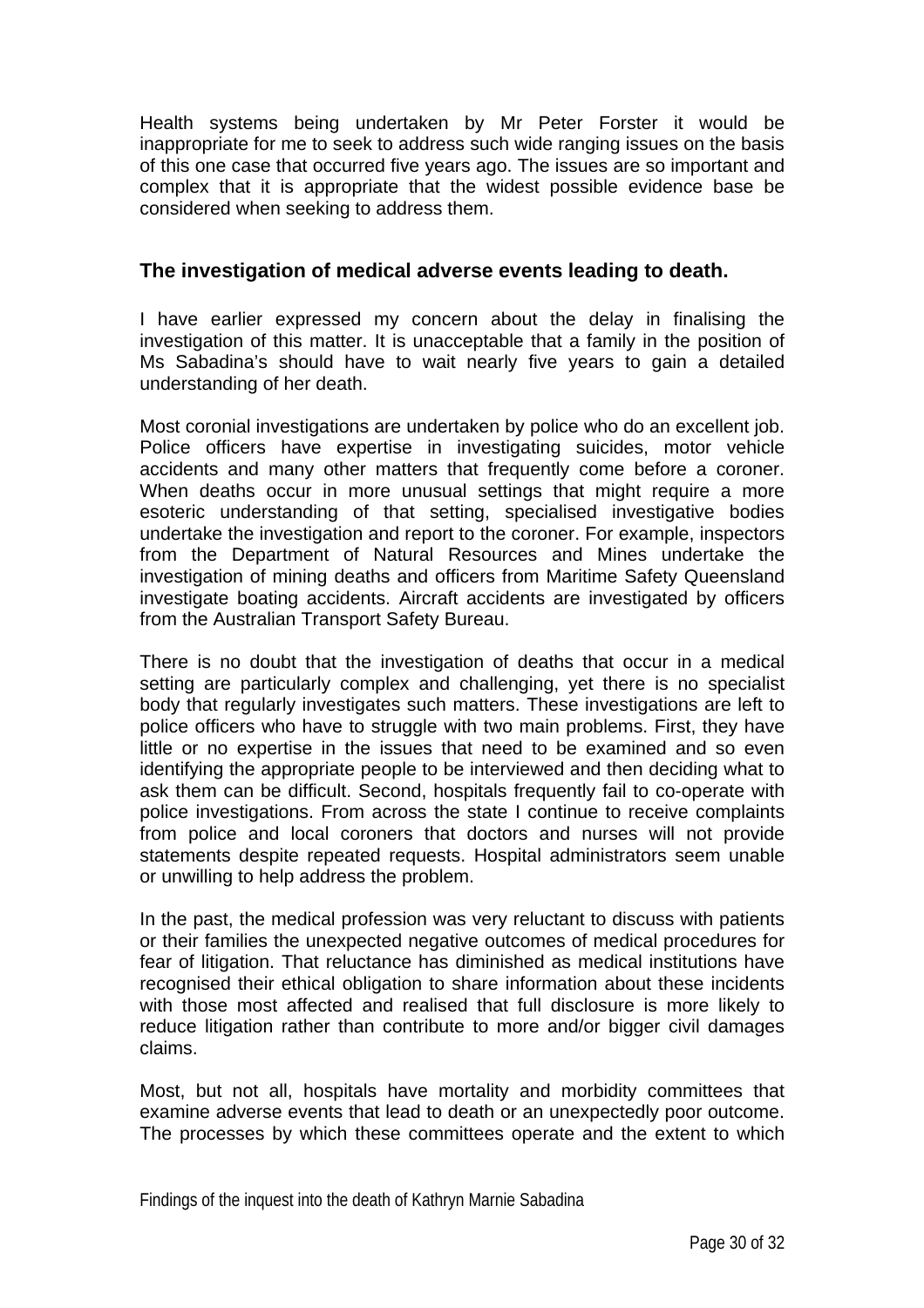Health systems being undertaken by Mr Peter Forster it would be inappropriate for me to seek to address such wide ranging issues on the basis of this one case that occurred five years ago. The issues are so important and complex that it is appropriate that the widest possible evidence base be considered when seeking to address them.

### The investigation of medical adverse events leading to death.

I have earlier expressed my concern about the delay in finalising the investigation of this matter. It is unacceptable that a family in the position of Ms Sabadina's should have to wait nearly five years to gain a detailed understanding of her death.

Most coronial investigations are undertaken by police who do an excellent job. Police officers have expertise in investigating suicides, motor vehicle accidents and many other matters that frequently come before a coroner. When deaths occur in more unusual settings that might require a more esoteric understanding of that setting, specialised investigative bodies undertake the investigation and report to the coroner. For example, inspectors from the Department of Natural Resources and Mines undertake the investigation of mining deaths and officers from Maritime Safety Queensland investigate boating accidents. Aircraft accidents are investigated by officers from the Australian Transport Safety Bureau.

There is no doubt that the investigation of deaths that occur in a medical setting are particularly complex and challenging, yet there is no specialist body that regularly investigates such matters. These investigations are left to police officers who have to struggle with two main problems. First, they have little or no expertise in the issues that need to be examined and so even identifying the appropriate people to be interviewed and then deciding what to ask them can be difficult. Second, hospitals frequently fail to co-operate with police investigations. From across the state I continue to receive complaints from police and local coroners that doctors and nurses will not provide statements despite repeated requests. Hospital administrators seem unable or unwilling to help address the problem.

In the past, the medical profession was very reluctant to discuss with patients or their families the unexpected negative outcomes of medical procedures for fear of litigation. That reluctance has diminished as medical institutions have recognised their ethical obligation to share information about these incidents with those most affected and realised that full disclosure is more likely to reduce litigation rather than contribute to more and/or bigger civil damages claims.

Most, but not all, hospitals have mortality and morbidity committees that examine adverse events that lead to death or an unexpectedly poor outcome. The processes by which these committees operate and the extent to which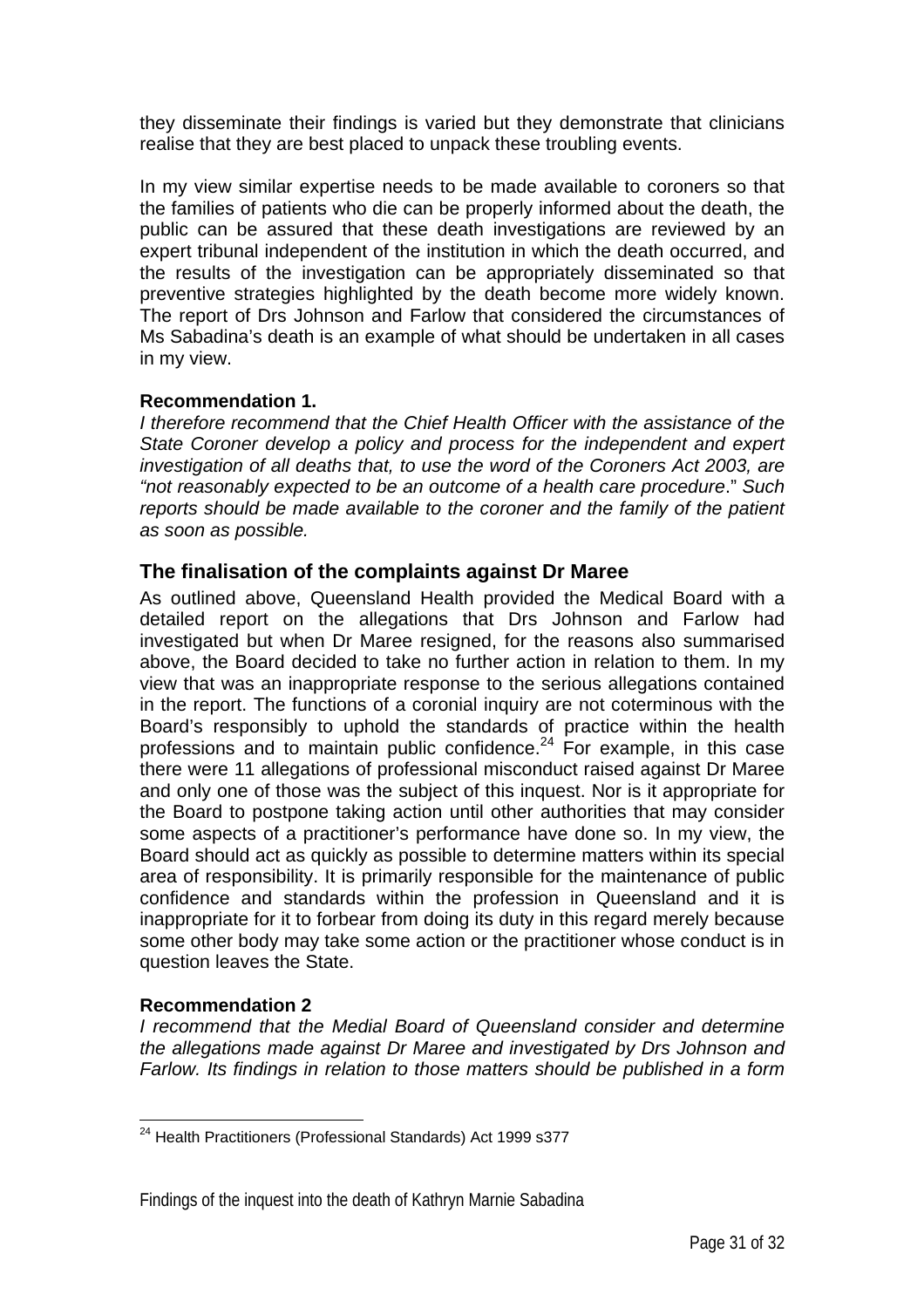they disseminate their findings is varied but they demonstrate that clinicians realise that they are best placed to unpack these troubling events.

In my view similar expertise needs to be made available to coroners so that the families of patients who die can be properly informed about the death, the public can be assured that these death investigations are reviewed by an expert tribunal independent of the institution in which the death occurred, and the results of the investigation can be appropriately disseminated so that preventive strategies highlighted by the death become more widely known. The report of Drs Johnson and Farlow that considered the circumstances of Ms Sabadina's death is an example of what should be undertaken in all cases in my view.

**Recommendation 1.**

*I therefore recommend that the Chief Health Officer with the assistance of the State Coroner develop a policy and process for the independent and expert investigation of all deaths that, to use the word of the Coroners Act 2003, are "not reasonably expected to be an outcome of a health care procedure*." *Such reports should be made available to the coroner and the family of the patient as soon as possible.*

## The finalisation of the complaints against Dr Maree

As outlined above, Queensland Health provided the Medical Board with a detailed report on the allegations that Drs Johnson and Farlow had investigated but when Dr Maree resigned, for the reasons also summarised above, the Board decided to take no further action in relation to them. In my view that was an inappropriate response to the serious allegations contained in the report. The functions of a coronial inquiry are not coterminous with the Board's responsibly to uphold the standards of practice within the health professions and to maintain public confidence.[24] For example, in this case there were 11 allegations of professional misconduct raised against Dr Maree and only one of those was the subject of this inquest. Nor is it appropriate for the Board to postpone taking action until other authorities that may consider some aspects of a practitioner's performance have done so. In my view, the Board should act as quickly as possible to determine matters within its special area of responsibility. It is primarily responsible for the maintenance of public confidence and standards within the profession in Queensland and it is inappropriate for it to forbear from doing its duty in this regard merely because some other body may take some action or the practitioner whose conduct is in question leaves the State.

**Recommendation 2**

*I recommend that the Medial Board of Queensland consider and determine the allegations made against Dr Maree and investigated by Drs Johnson and Farlow. Its findings in relation to those matters should be published in a form*

[24] Health Practitioners (Professional Standards) Act 1999 s377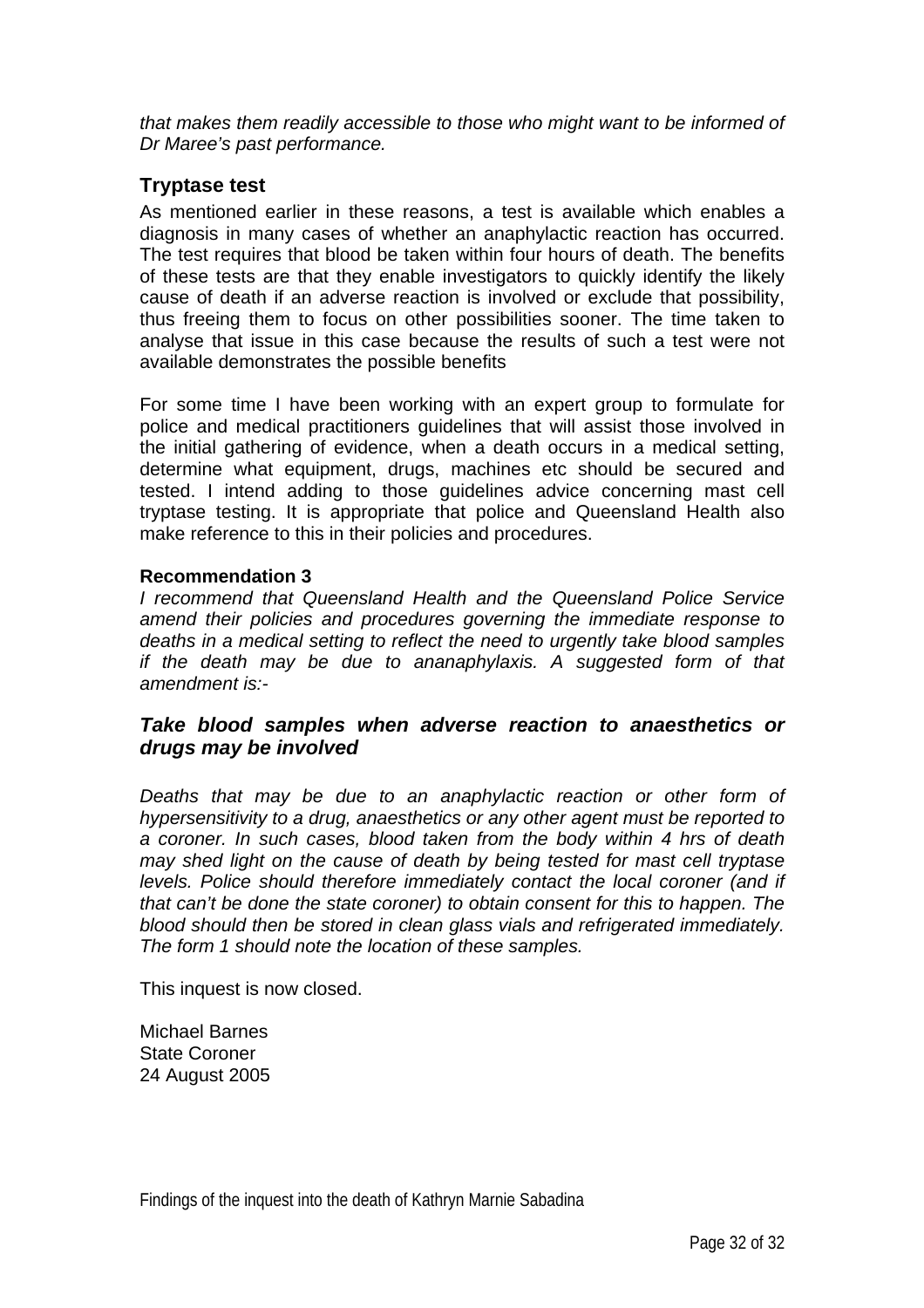*that makes them readily accessible to those who might want to be informed of Dr Maree's past performance.*

### Tryptase test

As mentioned earlier in these reasons, a test is available which enables a diagnosis in many cases of whether an anaphylactic reaction has occurred. The test requires that blood be taken within four hours of death. The benefits of these tests are that they enable investigators to quickly identify the likely cause of death if an adverse reaction is involved or exclude that possibility, thus freeing them to focus on other possibilities sooner. The time taken to analyse that issue in this case because the results of such a test were not available demonstrates the possible benefits

For some time I have been working with an expert group to formulate for police and medical practitioners guidelines that will assist those involved in the initial gathering of evidence, when a death occurs in a medical setting, determine what equipment, drugs, machines etc should be secured and tested. I intend adding to those guidelines advice concerning mast cell tryptase testing. It is appropriate that police and Queensland Health also make reference to this in their policies and procedures.

**Recommendation 3**

*I recommend that Queensland Health and the Queensland Police Service amend their policies and procedures governing the immediate response to deaths in a medical setting to reflect the need to urgently take blood samples if the death may be due to ananaphylaxis. A suggested form of that amendment is:-*

### *Take blood samples when adverse reaction to anaesthetics or drugs may be involved*

*Deaths that may be due to an anaphylactic reaction or other form of hypersensitivity to a drug, anaesthetics or any other agent must be reported to a coroner. In such cases, blood taken from the body within 4 hrs of death may shed light on the cause of death by being tested for mast cell tryptase levels. Police should therefore immediately contact the local coroner (and if that can't be done the state coroner) to obtain consent for this to happen. The blood should then be stored in clean glass vials and refrigerated immediately. The form 1 should note the location of these samples.*

This inquest is now closed.

Michael Barnes  
State Coroner  
24 August 2005